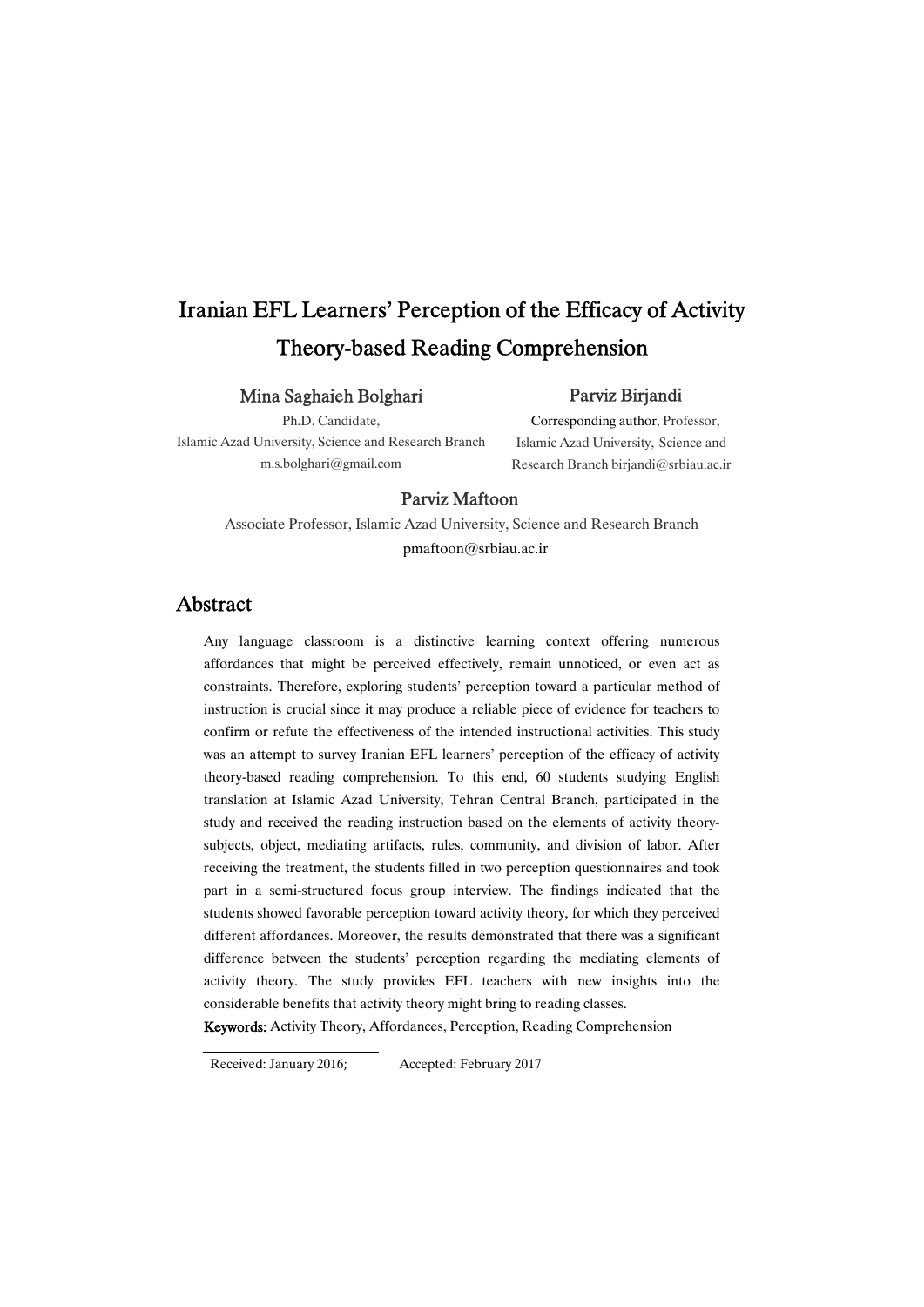# Iranian EFL Learners' Perception of the Efficacy of Activity Theory-based Reading Comprehension

**Mina Saghaieh Bolghari**

Ph.D. Candidate,
Islamic Azad University, Science and Research Branch
m.s.bolghari@gmail.com

**Parviz Birjandi**

Corresponding author, Professor,
Islamic Azad University, Science and Research Branch birjandi@srbiau.ac.ir

**Parviz Maftoon**

Associate Professor, Islamic Azad University, Science and Research Branch
pmaftoon@srbiau.ac.ir

## Abstract

Any language classroom is a distinctive learning context offering numerous affordances that might be perceived effectively, remain unnoticed, or even act as constraints. Therefore, exploring students' perception toward a particular method of instruction is crucial since it may produce a reliable piece of evidence for teachers to confirm or refute the effectiveness of the intended instructional activities. This study was an attempt to survey Iranian EFL learners' perception of the efficacy of activity theory-based reading comprehension. To this end, 60 students studying English translation at Islamic Azad University, Tehran Central Branch, participated in the study and received the reading instruction based on the elements of activity theory-subjects, object, mediating artifacts, rules, community, and division of labor. After receiving the treatment, the students filled in two perception questionnaires and took part in a semi-structured focus group interview. The findings indicated that the students showed favorable perception toward activity theory, for which they perceived different affordances. Moreover, the results demonstrated that there was a significant difference between the students' perception regarding the mediating elements of activity theory. The study provides EFL teachers with new insights into the considerable benefits that activity theory might bring to reading classes.

**Keywords:** Activity Theory, Affordances, Perception, Reading Comprehension

Received: January 2016; Accepted: February 2017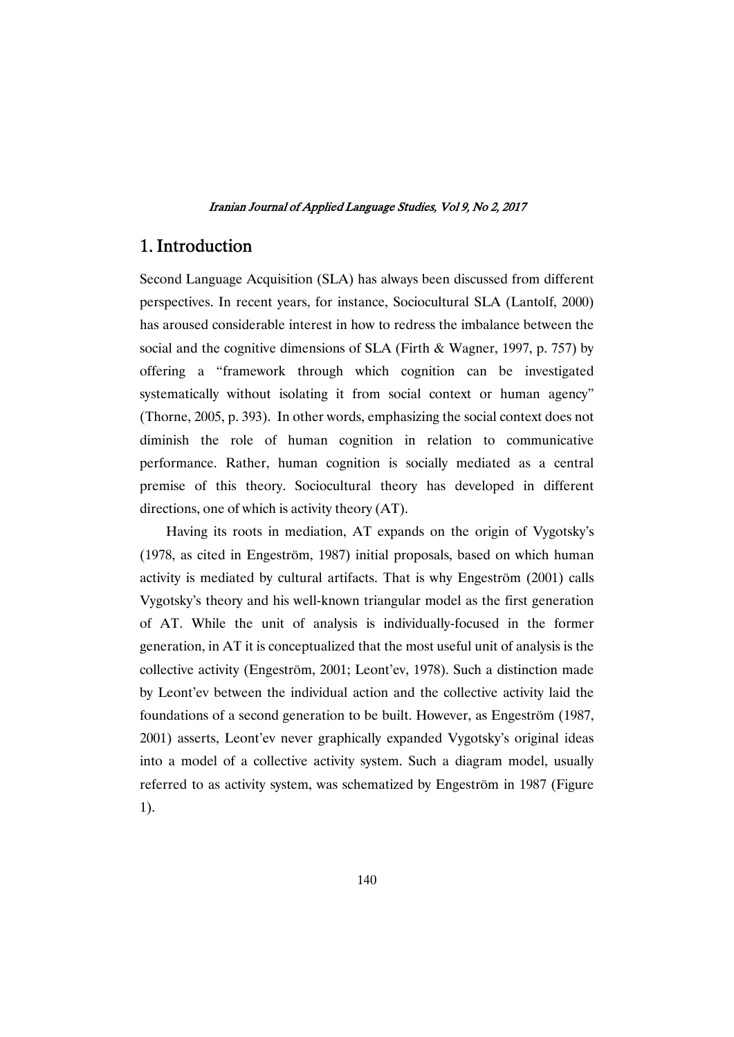## 1. Introduction

Second Language Acquisition (SLA) has always been discussed from different perspectives. In recent years, for instance, Sociocultural SLA (Lantolf, 2000) has aroused considerable interest in how to redress the imbalance between the social and the cognitive dimensions of SLA (Firth & Wagner, 1997, p. 757) by offering a "framework through which cognition can be investigated systematically without isolating it from social context or human agency" (Thorne, 2005, p. 393). In other words, emphasizing the social context does not diminish the role of human cognition in relation to communicative performance. Rather, human cognition is socially mediated as a central premise of this theory. Sociocultural theory has developed in different directions, one of which is activity theory (AT).

Having its roots in mediation, AT expands on the origin of Vygotsky's (1978, as cited in Engeström, 1987) initial proposals, based on which human activity is mediated by cultural artifacts. That is why Engeström (2001) calls Vygotsky's theory and his well-known triangular model as the first generation of AT. While the unit of analysis is individually-focused in the former generation, in AT it is conceptualized that the most useful unit of analysis is the collective activity (Engeström, 2001; Leont'ev, 1978). Such a distinction made by Leont'ev between the individual action and the collective activity laid the foundations of a second generation to be built. However, as Engeström (1987, 2001) asserts, Leont'ev never graphically expanded Vygotsky's original ideas into a model of a collective activity system. Such a diagram model, usually referred to as activity system, was schematized by Engeström in 1987 (Figure 1).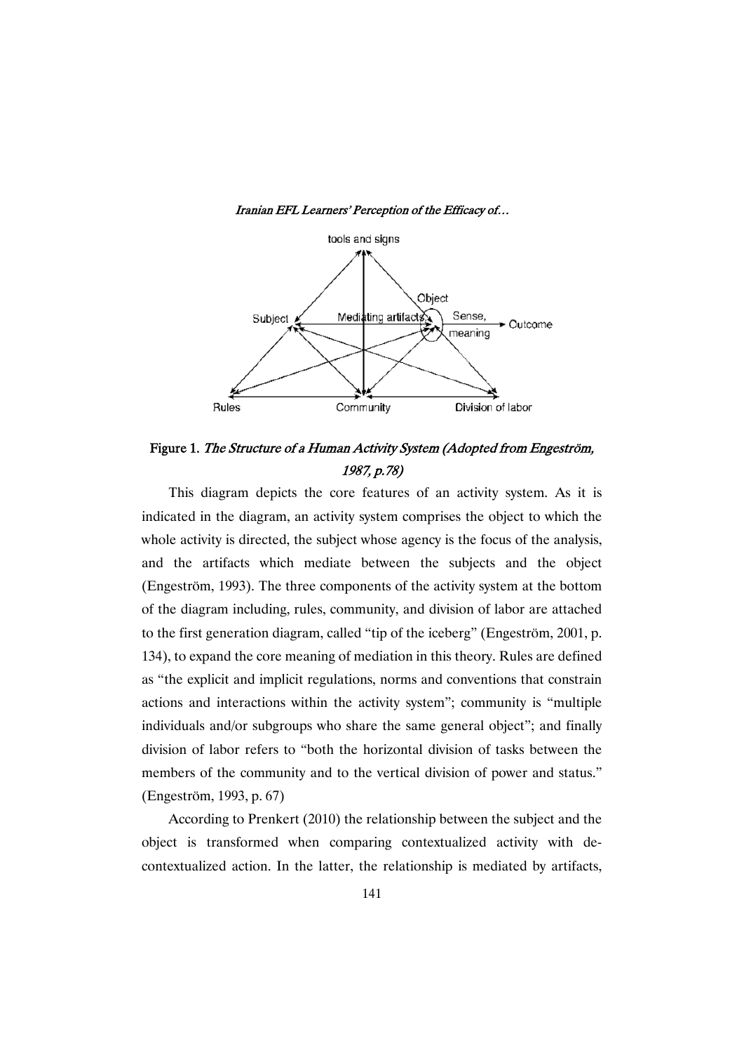**Figure 1.** *The Structure of a Human Activity System (Adopted from Engeström, 1987, p.78)*

This diagram depicts the core features of an activity system. As it is indicated in the diagram, an activity system comprises the object to which the whole activity is directed, the subject whose agency is the focus of the analysis, and the artifacts which mediate between the subjects and the object (Engeström, 1993). The three components of the activity system at the bottom of the diagram including, rules, community, and division of labor are attached to the first generation diagram, called "tip of the iceberg" (Engeström, 2001, p. 134), to expand the core meaning of mediation in this theory. Rules are defined as "the explicit and implicit regulations, norms and conventions that constrain actions and interactions within the activity system"; community is "multiple individuals and/or subgroups who share the same general object"; and finally division of labor refers to "both the horizontal division of tasks between the members of the community and to the vertical division of power and status." (Engeström, 1993, p. 67)

According to Prenkert (2010) the relationship between the subject and the object is transformed when comparing contextualized activity with de-contextualized action. In the latter, the relationship is mediated by artifacts,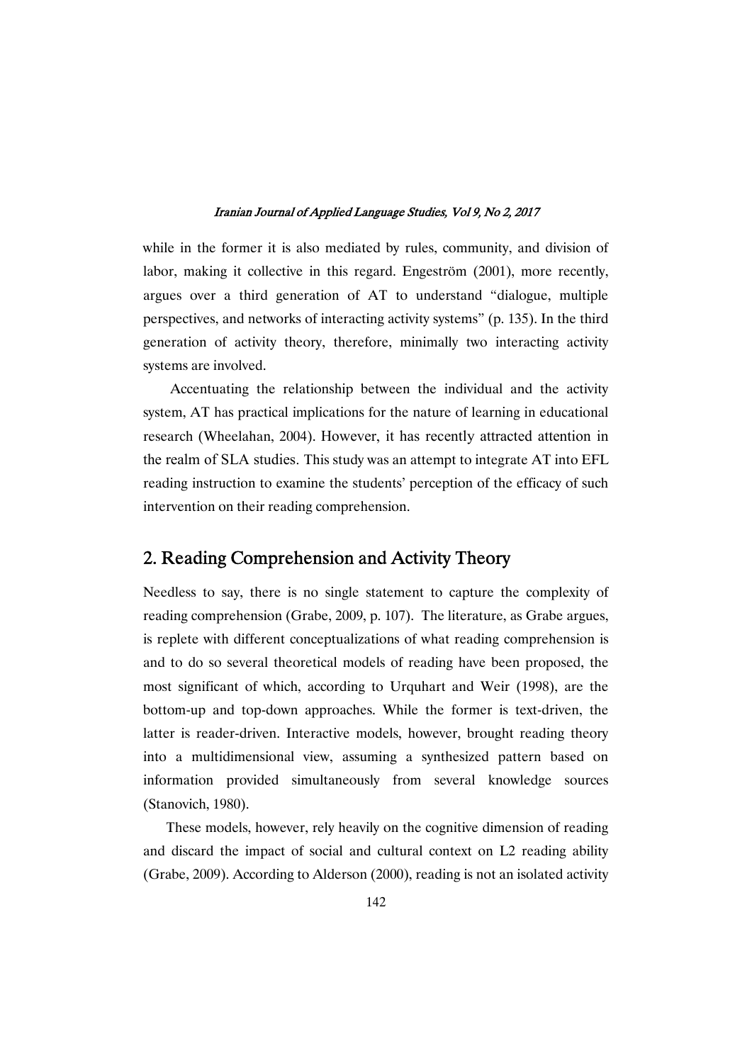while in the former it is also mediated by rules, community, and division of labor, making it collective in this regard. Engeström (2001), more recently, argues over a third generation of AT to understand "dialogue, multiple perspectives, and networks of interacting activity systems" (p. 135). In the third generation of activity theory, therefore, minimally two interacting activity systems are involved.

Accentuating the relationship between the individual and the activity system, AT has practical implications for the nature of learning in educational research (Wheelahan, 2004). However, it has recently attracted attention in the realm of SLA studies. This study was an attempt to integrate AT into EFL reading instruction to examine the students' perception of the efficacy of such intervention on their reading comprehension.

## 2. Reading Comprehension and Activity Theory

Needless to say, there is no single statement to capture the complexity of reading comprehension (Grabe, 2009, p. 107). The literature, as Grabe argues, is replete with different conceptualizations of what reading comprehension is and to do so several theoretical models of reading have been proposed, the most significant of which, according to Urquhart and Weir (1998), are the bottom-up and top-down approaches. While the former is text-driven, the latter is reader-driven. Interactive models, however, brought reading theory into a multidimensional view, assuming a synthesized pattern based on information provided simultaneously from several knowledge sources (Stanovich, 1980).

These models, however, rely heavily on the cognitive dimension of reading and discard the impact of social and cultural context on L2 reading ability (Grabe, 2009). According to Alderson (2000), reading is not an isolated activity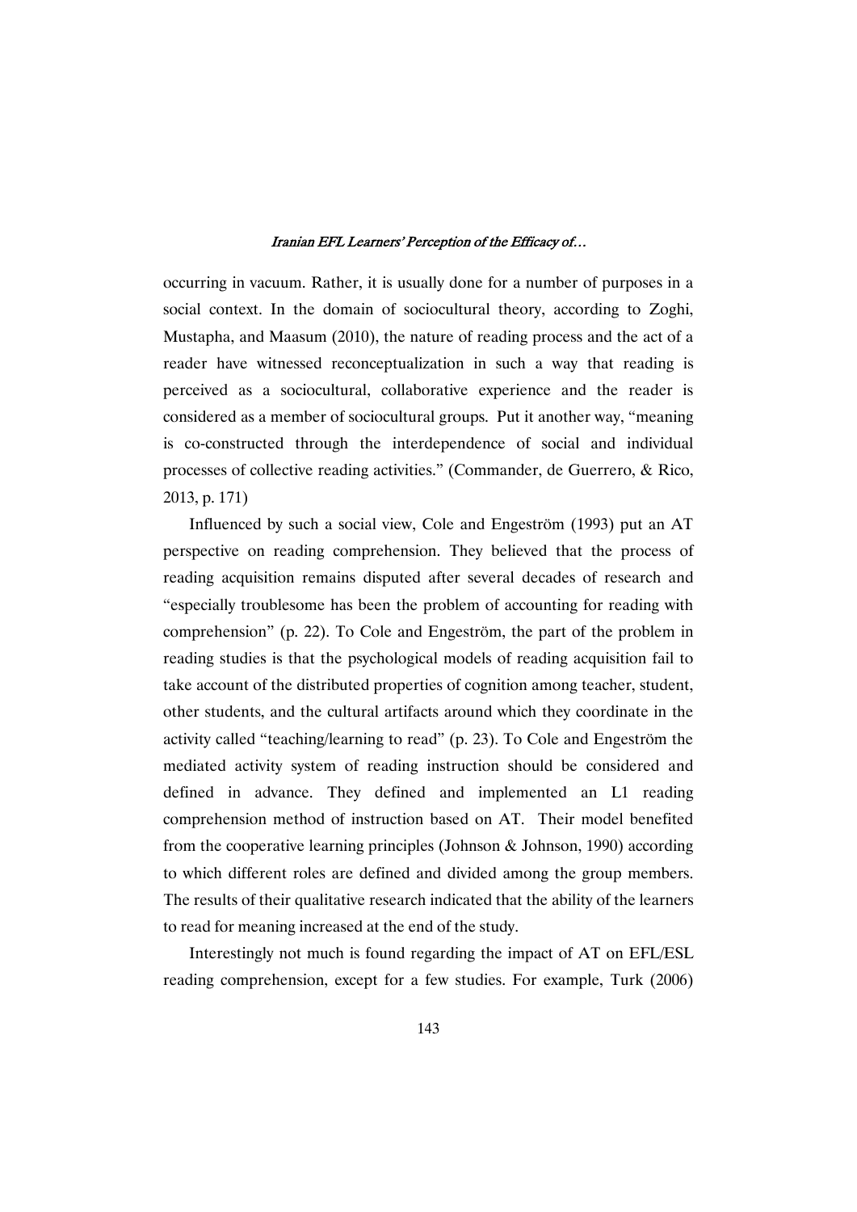occurring in vacuum. Rather, it is usually done for a number of purposes in a social context. In the domain of sociocultural theory, according to Zoghi, Mustapha, and Maasum (2010), the nature of reading process and the act of a reader have witnessed reconceptualization in such a way that reading is perceived as a sociocultural, collaborative experience and the reader is considered as a member of sociocultural groups. Put it another way, "meaning is co-constructed through the interdependence of social and individual processes of collective reading activities." (Commander, de Guerrero, & Rico, 2013, p. 171)

Influenced by such a social view, Cole and Engeström (1993) put an AT perspective on reading comprehension. They believed that the process of reading acquisition remains disputed after several decades of research and "especially troublesome has been the problem of accounting for reading with comprehension" (p. 22). To Cole and Engeström, the part of the problem in reading studies is that the psychological models of reading acquisition fail to take account of the distributed properties of cognition among teacher, student, other students, and the cultural artifacts around which they coordinate in the activity called "teaching/learning to read" (p. 23). To Cole and Engeström the mediated activity system of reading instruction should be considered and defined in advance. They defined and implemented an L1 reading comprehension method of instruction based on AT. Their model benefited from the cooperative learning principles (Johnson & Johnson, 1990) according to which different roles are defined and divided among the group members. The results of their qualitative research indicated that the ability of the learners to read for meaning increased at the end of the study.

Interestingly not much is found regarding the impact of AT on EFL/ESL reading comprehension, except for a few studies. For example, Turk (2006)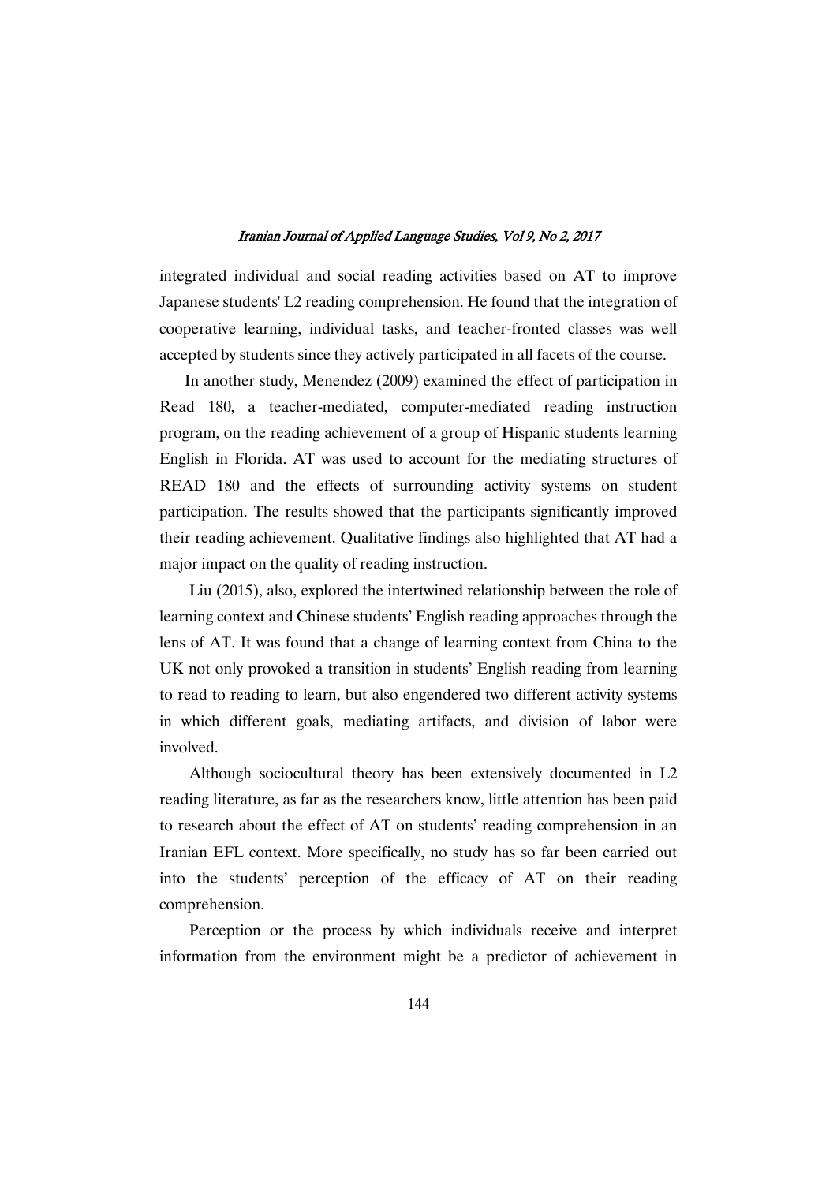integrated individual and social reading activities based on AT to improve Japanese students' L2 reading comprehension. He found that the integration of cooperative learning, individual tasks, and teacher-fronted classes was well accepted by students since they actively participated in all facets of the course.

In another study, Menendez (2009) examined the effect of participation in Read 180, a teacher-mediated, computer-mediated reading instruction program, on the reading achievement of a group of Hispanic students learning English in Florida. AT was used to account for the mediating structures of READ 180 and the effects of surrounding activity systems on student participation. The results showed that the participants significantly improved their reading achievement. Qualitative findings also highlighted that AT had a major impact on the quality of reading instruction.

Liu (2015), also, explored the intertwined relationship between the role of learning context and Chinese students' English reading approaches through the lens of AT. It was found that a change of learning context from China to the UK not only provoked a transition in students' English reading from learning to read to reading to learn, but also engendered two different activity systems in which different goals, mediating artifacts, and division of labor were involved.

Although sociocultural theory has been extensively documented in L2 reading literature, as far as the researchers know, little attention has been paid to research about the effect of AT on students' reading comprehension in an Iranian EFL context. More specifically, no study has so far been carried out into the students' perception of the efficacy of AT on their reading comprehension.

Perception or the process by which individuals receive and interpret information from the environment might be a predictor of achievement in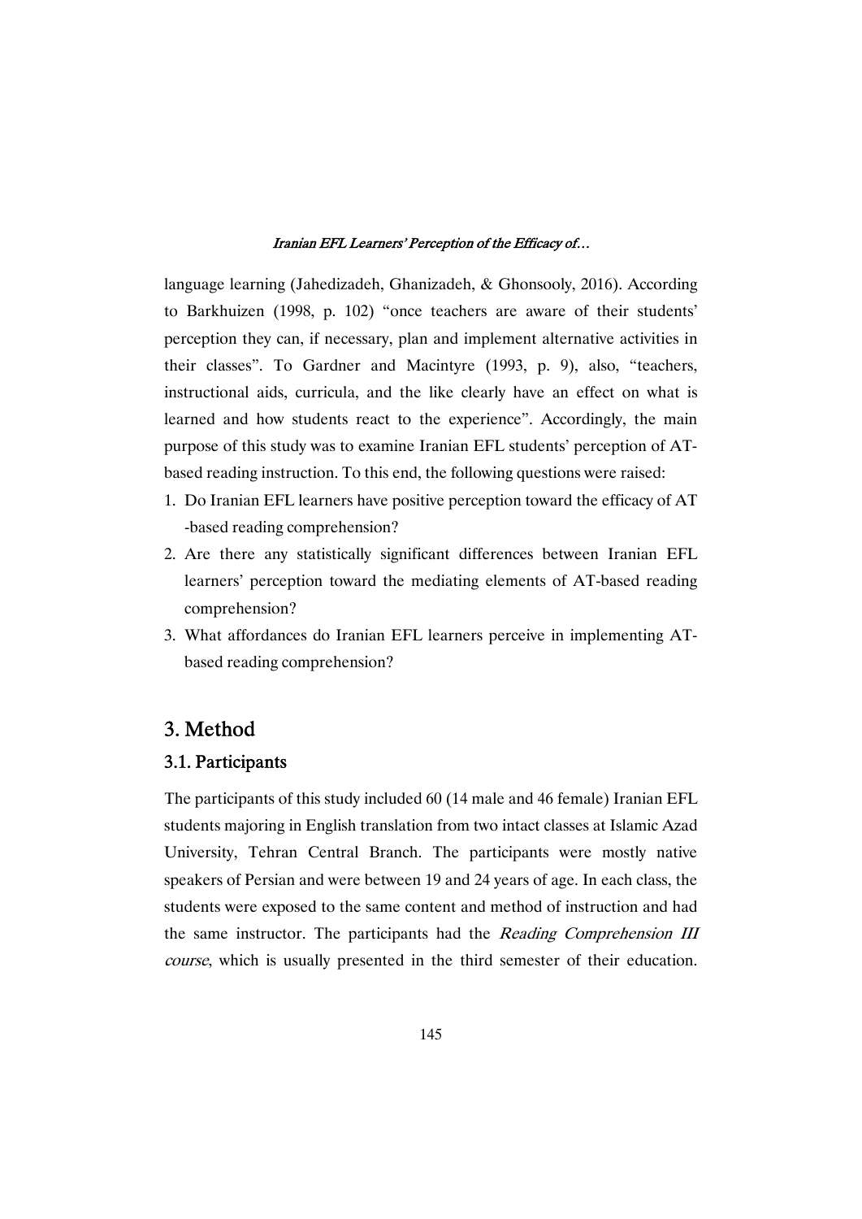language learning (Jahedizadeh, Ghanizadeh, & Ghonsooly, 2016). According to Barkhuizen (1998, p. 102) "once teachers are aware of their students' perception they can, if necessary, plan and implement alternative activities in their classes". To Gardner and Macintyre (1993, p. 9), also, "teachers, instructional aids, curricula, and the like clearly have an effect on what is learned and how students react to the experience". Accordingly, the main purpose of this study was to examine Iranian EFL students' perception of AT-based reading instruction. To this end, the following questions were raised:

1. Do Iranian EFL learners have positive perception toward the efficacy of AT -based reading comprehension?
2. Are there any statistically significant differences between Iranian EFL learners' perception toward the mediating elements of AT-based reading comprehension?
3. What affordances do Iranian EFL learners perceive in implementing AT-based reading comprehension?

## 3. Method

### 3.1. Participants

The participants of this study included 60 (14 male and 46 female) Iranian EFL students majoring in English translation from two intact classes at Islamic Azad University, Tehran Central Branch. The participants were mostly native speakers of Persian and were between 19 and 24 years of age. In each class, the students were exposed to the same content and method of instruction and had the same instructor. The participants had the *Reading Comprehension III course*, which is usually presented in the third semester of their education.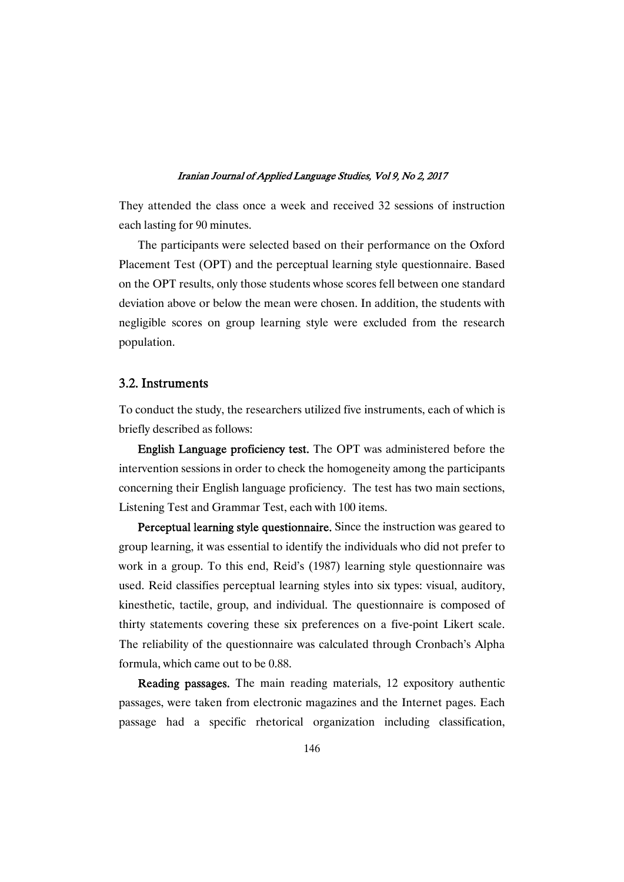They attended the class once a week and received 32 sessions of instruction each lasting for 90 minutes.

The participants were selected based on their performance on the Oxford Placement Test (OPT) and the perceptual learning style questionnaire. Based on the OPT results, only those students whose scores fell between one standard deviation above or below the mean were chosen. In addition, the students with negligible scores on group learning style were excluded from the research population.

### 3.2. Instruments

To conduct the study, the researchers utilized five instruments, each of which is briefly described as follows:

**English Language proficiency test.** The OPT was administered before the intervention sessions in order to check the homogeneity among the participants concerning their English language proficiency. The test has two main sections, Listening Test and Grammar Test, each with 100 items.

**Perceptual learning style questionnaire.** Since the instruction was geared to group learning, it was essential to identify the individuals who did not prefer to work in a group. To this end, Reid's (1987) learning style questionnaire was used. Reid classifies perceptual learning styles into six types: visual, auditory, kinesthetic, tactile, group, and individual. The questionnaire is composed of thirty statements covering these six preferences on a five-point Likert scale. The reliability of the questionnaire was calculated through Cronbach's Alpha formula, which came out to be 0.88.

**Reading passages.** The main reading materials, 12 expository authentic passages, were taken from electronic magazines and the Internet pages. Each passage had a specific rhetorical organization including classification,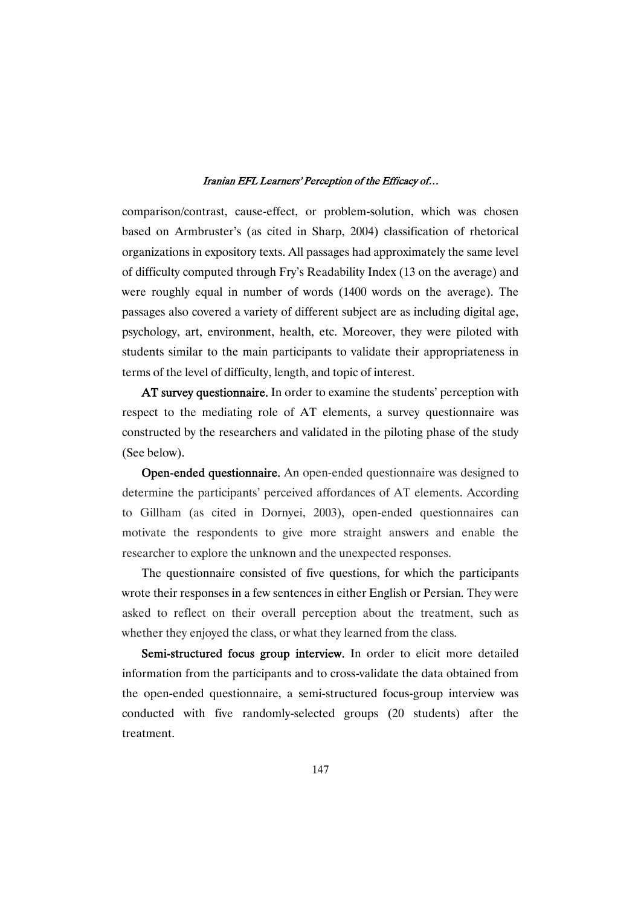comparison/contrast, cause-effect, or problem-solution, which was chosen based on Armbruster's (as cited in Sharp, 2004) classification of rhetorical organizations in expository texts. All passages had approximately the same level of difficulty computed through Fry's Readability Index (13 on the average) and were roughly equal in number of words (1400 words on the average). The passages also covered a variety of different subject are as including digital age, psychology, art, environment, health, etc. Moreover, they were piloted with students similar to the main participants to validate their appropriateness in terms of the level of difficulty, length, and topic of interest.

**AT survey questionnaire.** In order to examine the students' perception with respect to the mediating role of AT elements, a survey questionnaire was constructed by the researchers and validated in the piloting phase of the study (See below).

**Open-ended questionnaire.** An open-ended questionnaire was designed to determine the participants' perceived affordances of AT elements. According to Gillham (as cited in Dornyei, 2003), open-ended questionnaires can motivate the respondents to give more straight answers and enable the researcher to explore the unknown and the unexpected responses.

The questionnaire consisted of five questions, for which the participants wrote their responses in a few sentences in either English or Persian. They were asked to reflect on their overall perception about the treatment, such as whether they enjoyed the class, or what they learned from the class.

**Semi-structured focus group interview.** In order to elicit more detailed information from the participants and to cross-validate the data obtained from the open-ended questionnaire, a semi-structured focus-group interview was conducted with five randomly-selected groups (20 students) after the treatment.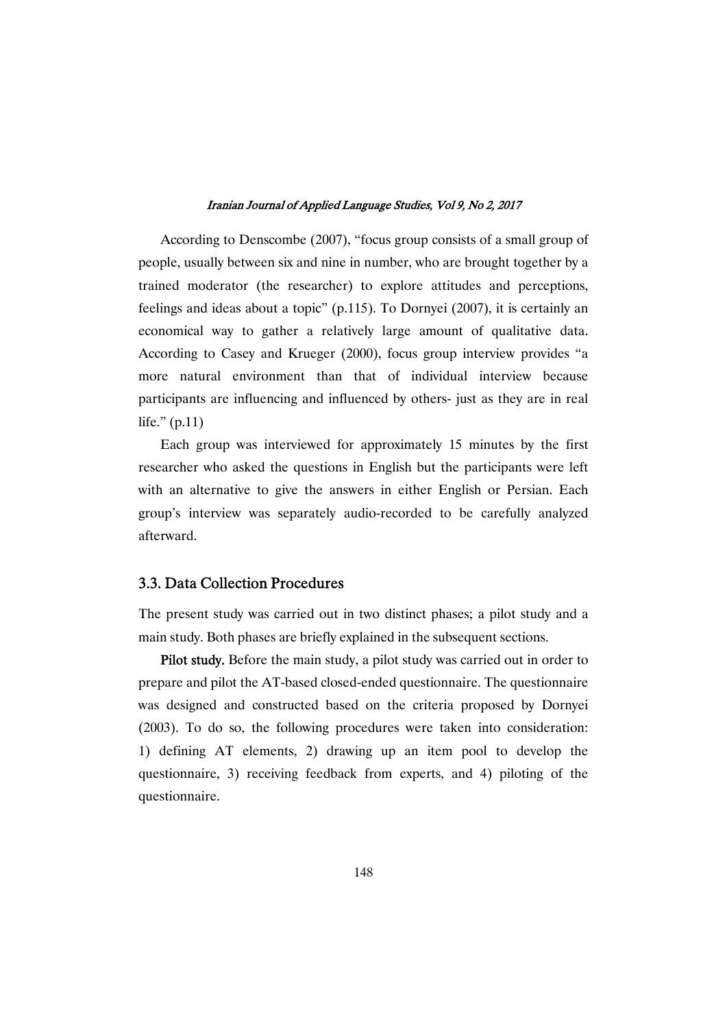According to Denscombe (2007), "focus group consists of a small group of people, usually between six and nine in number, who are brought together by a trained moderator (the researcher) to explore attitudes and perceptions, feelings and ideas about a topic" (p.115). To Dornyei (2007), it is certainly an economical way to gather a relatively large amount of qualitative data. According to Casey and Krueger (2000), focus group interview provides "a more natural environment than that of individual interview because participants are influencing and influenced by others- just as they are in real life." (p.11)

Each group was interviewed for approximately 15 minutes by the first researcher who asked the questions in English but the participants were left with an alternative to give the answers in either English or Persian. Each group's interview was separately audio-recorded to be carefully analyzed afterward.

## 3.3. Data Collection Procedures

The present study was carried out in two distinct phases; a pilot study and a main study. Both phases are briefly explained in the subsequent sections.

**Pilot study.** Before the main study, a pilot study was carried out in order to prepare and pilot the AT-based closed-ended questionnaire. The questionnaire was designed and constructed based on the criteria proposed by Dornyei (2003). To do so, the following procedures were taken into consideration: 1) defining AT elements, 2) drawing up an item pool to develop the questionnaire, 3) receiving feedback from experts, and 4) piloting of the questionnaire.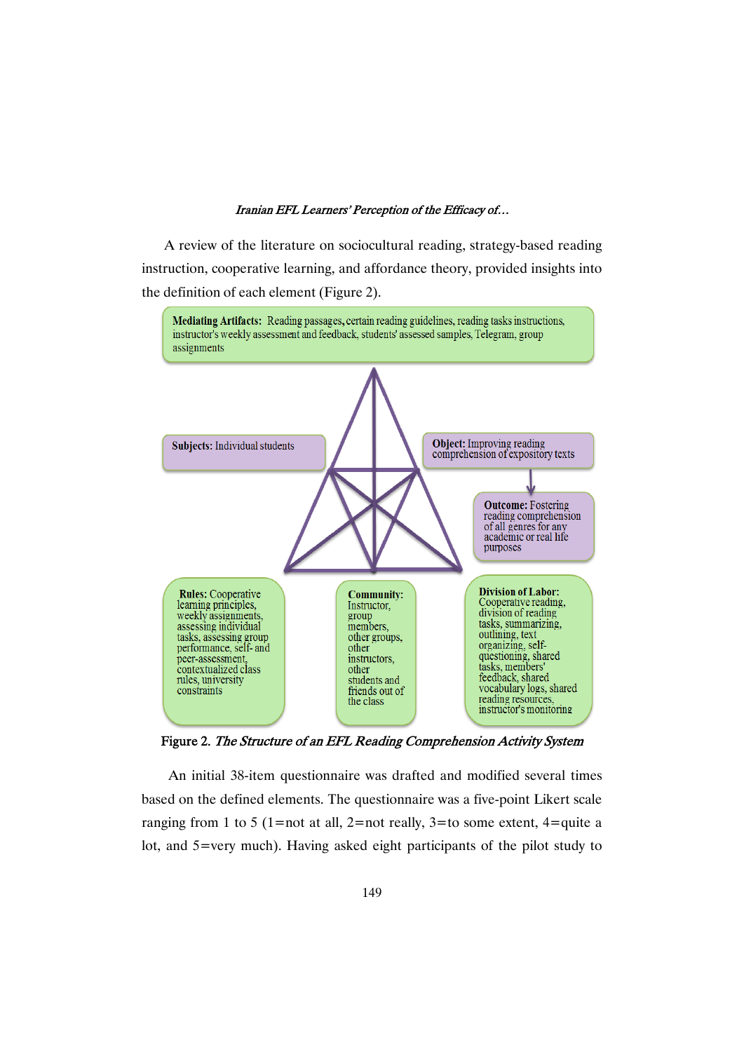A review of the literature on sociocultural reading, strategy-based reading instruction, cooperative learning, and affordance theory, provided insights into the definition of each element (Figure 2).

**Mediating Artifacts:** Reading passages, certain reading guidelines, reading tasks instructions, instructor's weekly assessment and feedback, students' assessed samples, Telegram, group assignments

**Subjects:** Individual students

**Object:** Improving reading comprehension of expository texts

**Outcome:** Fostering reading comprehension of all genres for any academic or real life purposes

**Rules:** Cooperative learning principles, weekly assignments, assessing individual tasks, assessing group performance, self- and peer-assessment, contextualized class rules, university constraints

**Community:** Instructor, group members, other groups, other instructors, other students and friends out of the class

**Division of Labor:** Cooperative reading, division of reading tasks, summarizing, outlining, text organizing, self-questioning, shared tasks, members' feedback, shared vocabulary logs, shared reading resources, instructor's monitoring

Figure 2. *The Structure of an EFL Reading Comprehension Activity System*

An initial 38-item questionnaire was drafted and modified several times based on the defined elements. The questionnaire was a five-point Likert scale ranging from 1 to 5 (1=not at all, 2=not really, 3=to some extent, 4=quite a lot, and 5=very much). Having asked eight participants of the pilot study to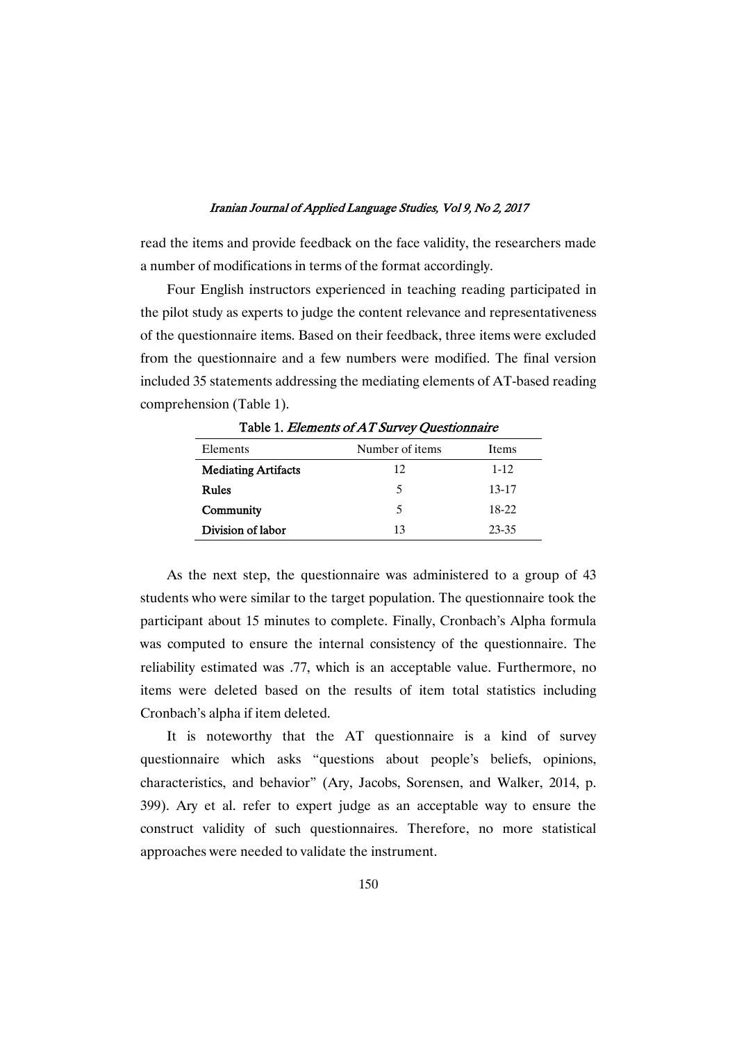read the items and provide feedback on the face validity, the researchers made a number of modifications in terms of the format accordingly.

Four English instructors experienced in teaching reading participated in the pilot study as experts to judge the content relevance and representativeness of the questionnaire items. Based on their feedback, three items were excluded from the questionnaire and a few numbers were modified. The final version included 35 statements addressing the mediating elements of AT-based reading comprehension (Table 1).

Table 1. *Elements of AT Survey Questionnaire*

| Elements | Number of items | Items |
|---|---|---|
| **Mediating Artifacts** | 12 | 1-12 |
| **Rules** | 5 | 13-17 |
| **Community** | 5 | 18-22 |
| **Division of labor** | 13 | 23-35 |

As the next step, the questionnaire was administered to a group of 43 students who were similar to the target population. The questionnaire took the participant about 15 minutes to complete. Finally, Cronbach's Alpha formula was computed to ensure the internal consistency of the questionnaire. The reliability estimated was .77, which is an acceptable value. Furthermore, no items were deleted based on the results of item total statistics including Cronbach's alpha if item deleted.

It is noteworthy that the AT questionnaire is a kind of survey questionnaire which asks "questions about people's beliefs, opinions, characteristics, and behavior" (Ary, Jacobs, Sorensen, and Walker, 2014, p. 399). Ary et al. refer to expert judge as an acceptable way to ensure the construct validity of such questionnaires. Therefore, no more statistical approaches were needed to validate the instrument.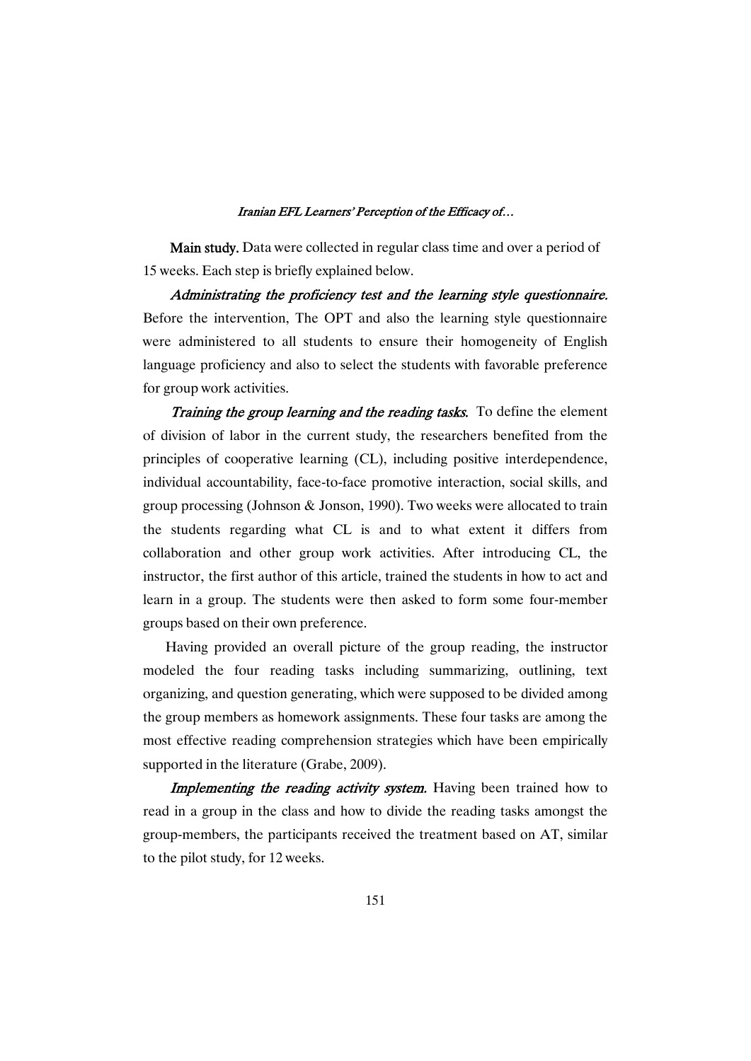**Main study.** Data were collected in regular class time and over a period of 15 weeks. Each step is briefly explained below.

***Administrating the proficiency test and the learning style questionnaire.*** Before the intervention, The OPT and also the learning style questionnaire were administered to all students to ensure their homogeneity of English language proficiency and also to select the students with favorable preference for group work activities.

***Training the group learning and the reading tasks.*** To define the element of division of labor in the current study, the researchers benefited from the principles of cooperative learning (CL), including positive interdependence, individual accountability, face-to-face promotive interaction, social skills, and group processing (Johnson & Jonson, 1990). Two weeks were allocated to train the students regarding what CL is and to what extent it differs from collaboration and other group work activities. After introducing CL, the instructor, the first author of this article, trained the students in how to act and learn in a group. The students were then asked to form some four-member groups based on their own preference.

Having provided an overall picture of the group reading, the instructor modeled the four reading tasks including summarizing, outlining, text organizing, and question generating, which were supposed to be divided among the group members as homework assignments. These four tasks are among the most effective reading comprehension strategies which have been empirically supported in the literature (Grabe, 2009).

***Implementing the reading activity system.*** Having been trained how to read in a group in the class and how to divide the reading tasks amongst the group-members, the participants received the treatment based on AT, similar to the pilot study, for 12 weeks.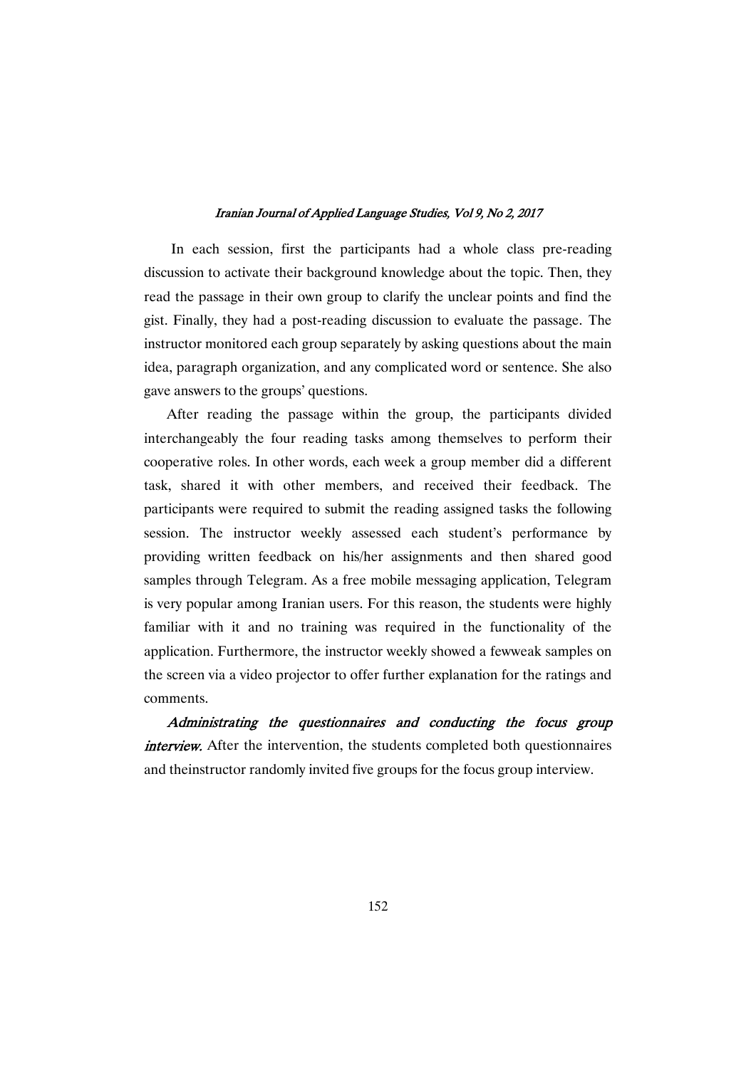In each session, first the participants had a whole class pre-reading discussion to activate their background knowledge about the topic. Then, they read the passage in their own group to clarify the unclear points and find the gist. Finally, they had a post-reading discussion to evaluate the passage. The instructor monitored each group separately by asking questions about the main idea, paragraph organization, and any complicated word or sentence. She also gave answers to the groups' questions.

After reading the passage within the group, the participants divided interchangeably the four reading tasks among themselves to perform their cooperative roles. In other words, each week a group member did a different task, shared it with other members, and received their feedback. The participants were required to submit the reading assigned tasks the following session. The instructor weekly assessed each student's performance by providing written feedback on his/her assignments and then shared good samples through Telegram. As a free mobile messaging application, Telegram is very popular among Iranian users. For this reason, the students were highly familiar with it and no training was required in the functionality of the application. Furthermore, the instructor weekly showed a fewweak samples on the screen via a video projector to offer further explanation for the ratings and comments.

***Administrating the questionnaires and conducting the focus group interview.*** After the intervention, the students completed both questionnaires and theinstructor randomly invited five groups for the focus group interview.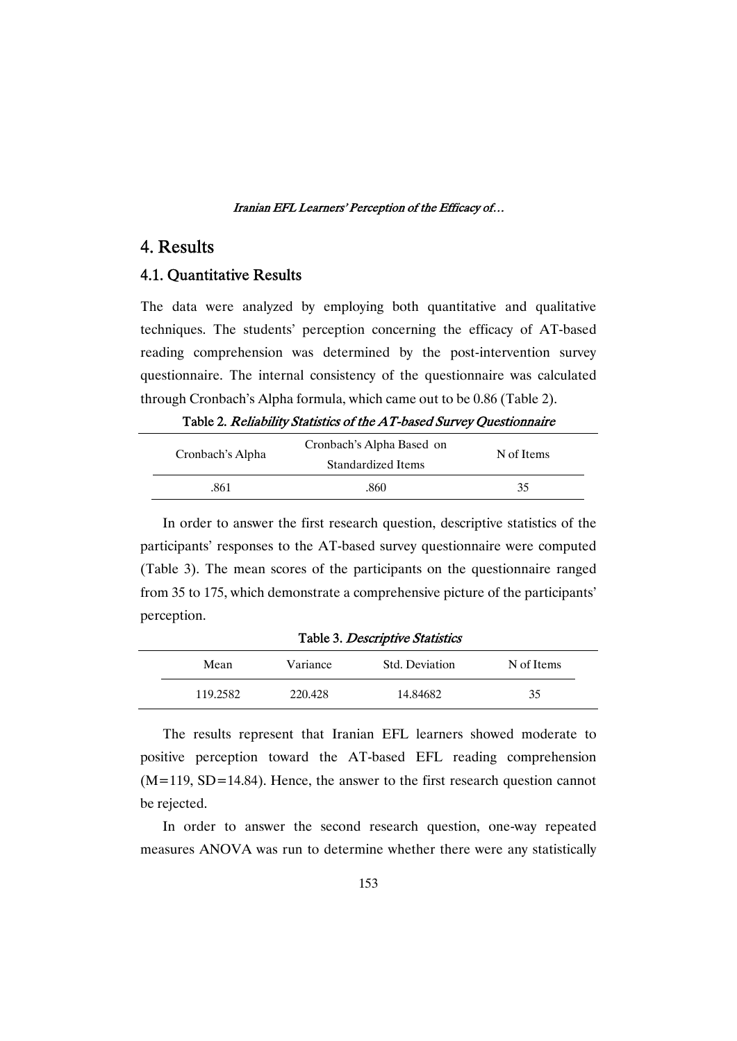## 4. Results

### 4.1. Quantitative Results

The data were analyzed by employing both quantitative and qualitative techniques. The students' perception concerning the efficacy of AT-based reading comprehension was determined by the post-intervention survey questionnaire. The internal consistency of the questionnaire was calculated through Cronbach's Alpha formula, which came out to be 0.86 (Table 2).

**Table 2.** *Reliability Statistics of the AT-based Survey Questionnaire*

| Cronbach's Alpha | Cronbach's Alpha Based on Standardized Items | N of Items |
|---|---|---|
| .861 | .860 | 35 |

In order to answer the first research question, descriptive statistics of the participants' responses to the AT-based survey questionnaire were computed (Table 3). The mean scores of the participants on the questionnaire ranged from 35 to 175, which demonstrate a comprehensive picture of the participants' perception.

**Table 3.** *Descriptive Statistics*

| Mean | Variance | Std. Deviation | N of Items |
|---|---|---|---|
| 119.2582 | 220.428 | 14.84682 | 35 |

The results represent that Iranian EFL learners showed moderate to positive perception toward the AT-based EFL reading comprehension ($M=119$, $SD=14.84$). Hence, the answer to the first research question cannot be rejected.

In order to answer the second research question, one-way repeated measures ANOVA was run to determine whether there were any statistically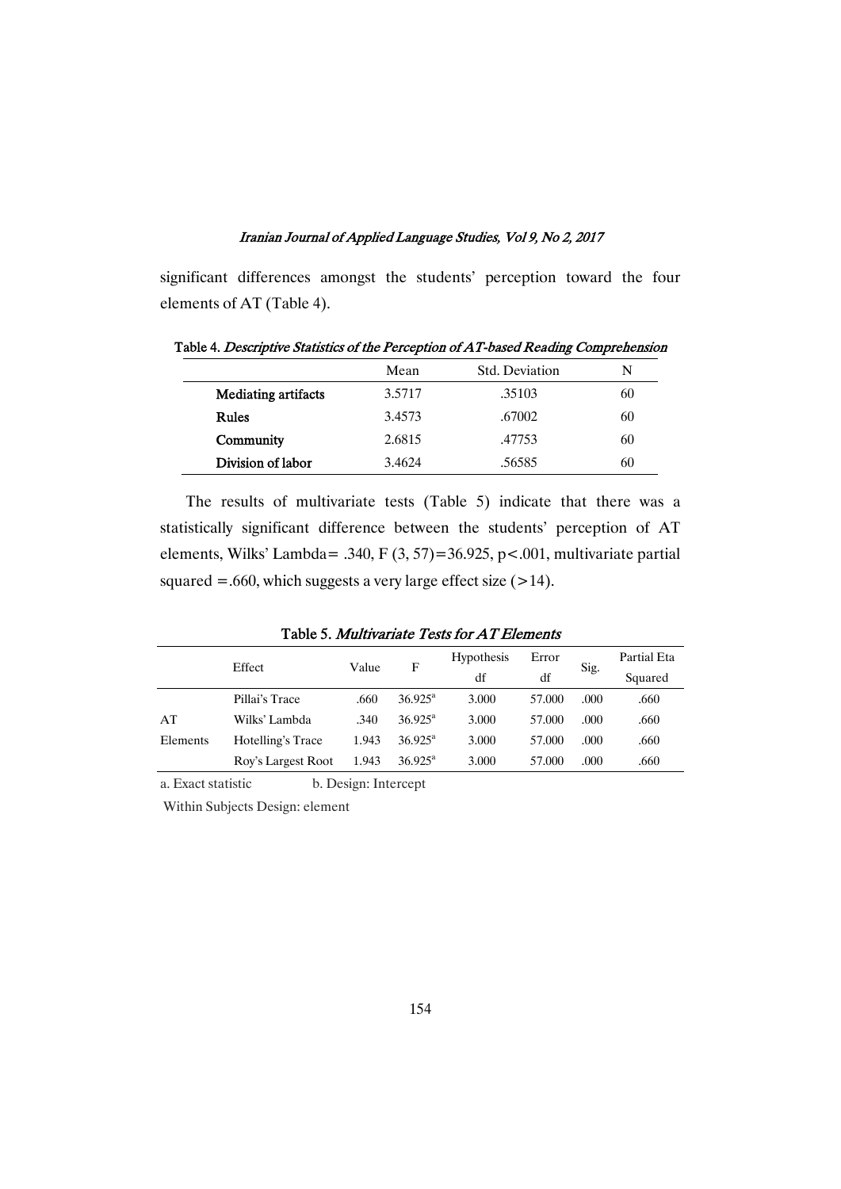significant differences amongst the students' perception toward the four elements of AT (Table 4).

Table 4. *Descriptive Statistics of the Perception of AT-based Reading Comprehension*

| | Mean | Std. Deviation | N |
|---|---|---|---|
| **Mediating artifacts** | 3.5717 | .35103 | 60 |
| **Rules** | 3.4573 | .67002 | 60 |
| **Community** | 2.6815 | .47753 | 60 |
| **Division of labor** | 3.4624 | .56585 | 60 |

The results of multivariate tests (Table 5) indicate that there was a statistically significant difference between the students' perception of AT elements, Wilks' Lambda= .340, $F (3, 57)=36.925$, $p<.001$, multivariate partial squared =.660, which suggests a very large effect size (>14).

Table 5. *Multivariate Tests for AT Elements*

| | Effect | Value | F | Hypothesis df | Error df | Sig. | Partial Eta Squared |
|---|---|---|---|---|---|---|---|
| AT Elements | Pillai's Trace | .660 | 36.925[a] | 3.000 | 57.000 | .000 | .660 |
| | Wilks' Lambda | .340 | 36.925[a] | 3.000 | 57.000 | .000 | .660 |
| | Hotelling's Trace | 1.943 | 36.925[a] | 3.000 | 57.000 | .000 | .660 |
| | Roy's Largest Root | 1.943 | 36.925[a] | 3.000 | 57.000 | .000 | .660 |

a. Exact statistic b. Design: Intercept

Within Subjects Design: element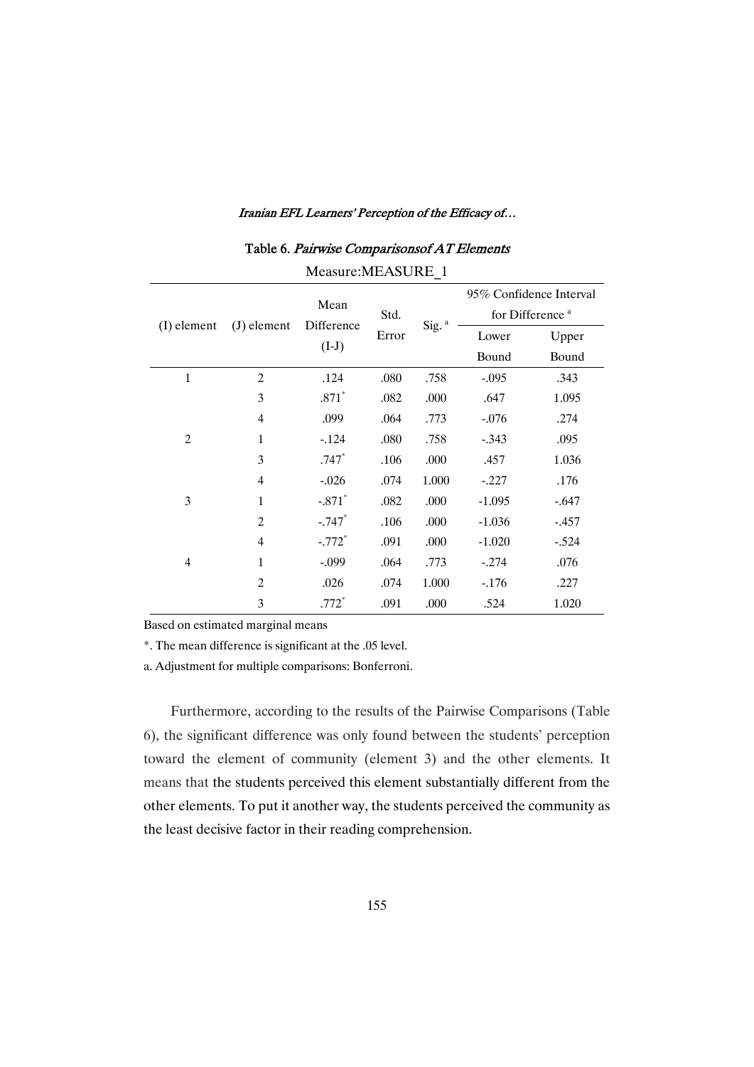Table 6. *Pairwise Comparisonsof AT Elements*

Measure:MEASURE_1

| (I) element | (J) element | Mean Difference (I-J) | Std. Error | Sig. [a] | 95% Confidence Interval for Difference [a] | |
|---|---|---|---|---|---|---|
| | | | | | Lower Bound | Upper Bound |
| 1 | 2 | .124 | .080 | .758 | -.095 | .343 |
| | 3 | .871* | .082 | .000 | .647 | 1.095 |
| | 4 | .099 | .064 | .773 | -.076 | .274 |
| 2 | 1 | -.124 | .080 | .758 | -.343 | .095 |
| | 3 | .747* | .106 | .000 | .457 | 1.036 |
| | 4 | -.026 | .074 | 1.000 | -.227 | .176 |
| 3 | 1 | -.871* | .082 | .000 | -1.095 | -.647 |
| | 2 | -.747* | .106 | .000 | -1.036 | -.457 |
| | 4 | -.772* | .091 | .000 | -1.020 | -.524 |
| 4 | 1 | -.099 | .064 | .773 | -.274 | .076 |
| | 2 | .026 | .074 | 1.000 | -.176 | .227 |
| | 3 | .772* | .091 | .000 | .524 | 1.020 |

Based on estimated marginal means

*. The mean difference is significant at the .05 level.

a. Adjustment for multiple comparisons: Bonferroni.

Furthermore, according to the results of the Pairwise Comparisons (Table 6), the significant difference was only found between the students' perception toward the element of community (element 3) and the other elements. It means that the students perceived this element substantially different from the other elements. To put it another way, the students perceived the community as the least decisive factor in their reading comprehension.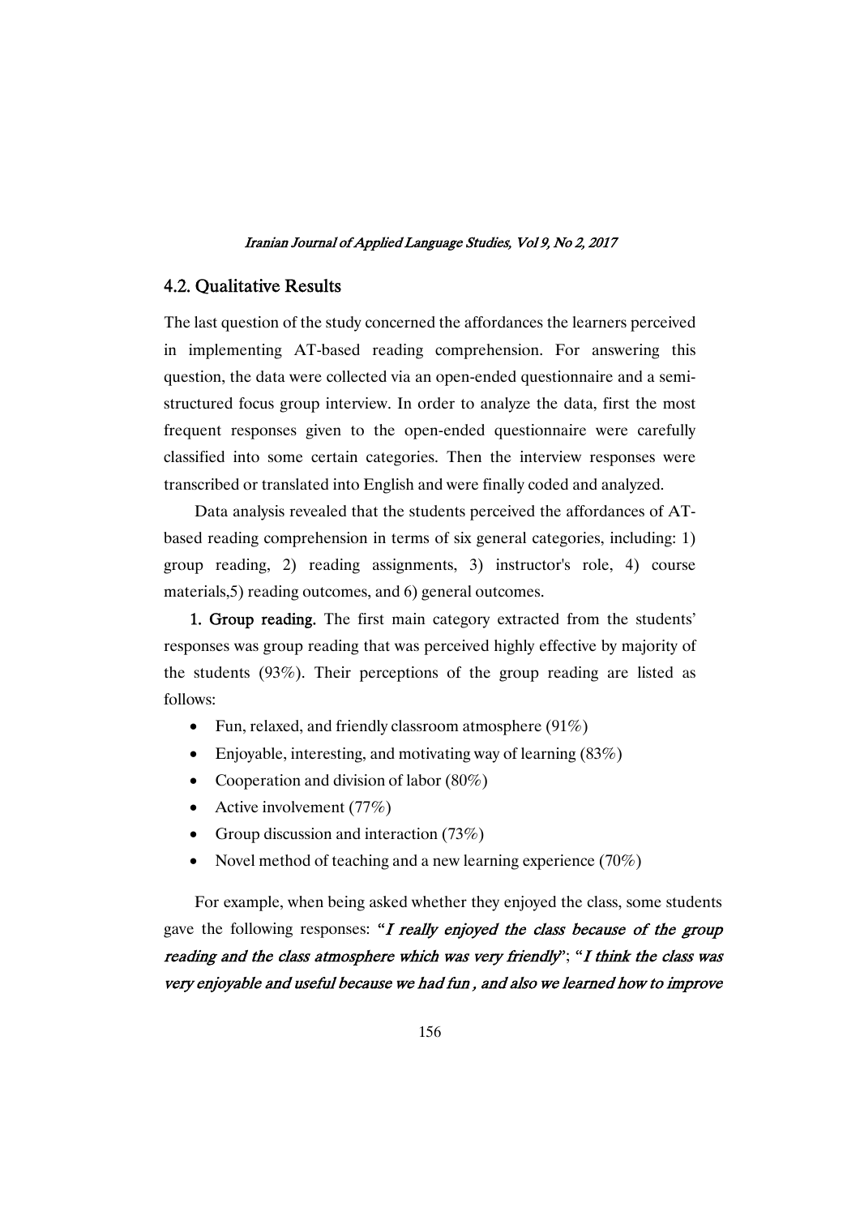## 4.2. Qualitative Results

The last question of the study concerned the affordances the learners perceived in implementing AT-based reading comprehension. For answering this question, the data were collected via an open-ended questionnaire and a semi-structured focus group interview. In order to analyze the data, first the most frequent responses given to the open-ended questionnaire were carefully classified into some certain categories. Then the interview responses were transcribed or translated into English and were finally coded and analyzed.

Data analysis revealed that the students perceived the affordances of AT-based reading comprehension in terms of six general categories, including: 1) group reading, 2) reading assignments, 3) instructor's role, 4) course materials,5) reading outcomes, and 6) general outcomes.

**1. Group reading.** The first main category extracted from the students' responses was group reading that was perceived highly effective by majority of the students (93%). Their perceptions of the group reading are listed as follows:

- Fun, relaxed, and friendly classroom atmosphere (91%)
- Enjoyable, interesting, and motivating way of learning (83%)
- Cooperation and division of labor (80%)
- Active involvement (77%)
- Group discussion and interaction (73%)
- Novel method of teaching and a new learning experience (70%)

For example, when being asked whether they enjoyed the class, some students gave the following responses: "***I really enjoyed the class because of the group reading and the class atmosphere which was very friendly***"; "***I think the class was very enjoyable and useful because we had fun , and also we learned how to improve***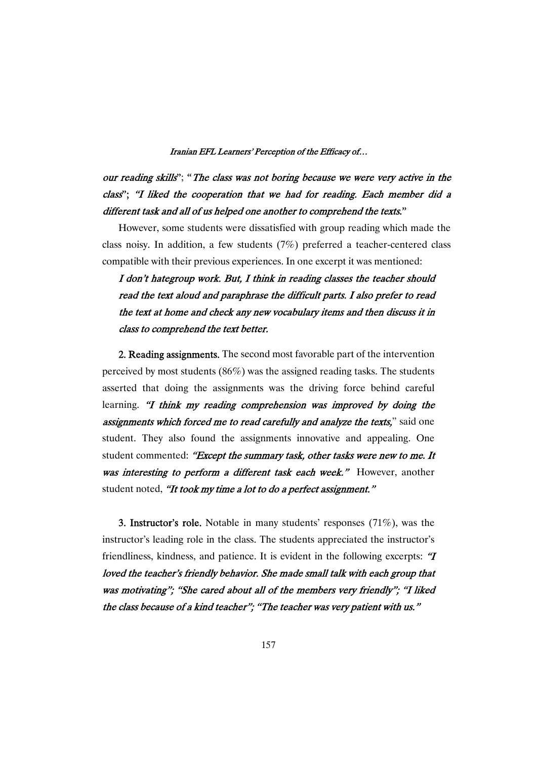*our reading skills*"; "*The class was not boring because we were very active in the class*"; *"I liked the cooperation that we had for reading. Each member did a different task and all of us helped one another to comprehend the texts.*"

However, some students were dissatisfied with group reading which made the class noisy. In addition, a few students (7%) preferred a teacher-centered class compatible with their previous experiences. In one excerpt it was mentioned:

> *I don't hategroup work. But, I think in reading classes the teacher should read the text aloud and paraphrase the difficult parts. I also prefer to read the text at home and check any new vocabulary items and then discuss it in class to comprehend the text better.*

**2. Reading assignments.** The second most favorable part of the intervention perceived by most students (86%) was the assigned reading tasks. The students asserted that doing the assignments was the driving force behind careful learning. *"I think my reading comprehension was improved by doing the assignments which forced me to read carefully and analyze the texts,*" said one student. They also found the assignments innovative and appealing. One student commented: *"Except the summary task, other tasks were new to me. It was interesting to perform a different task each week."* However, another student noted, *"It took my time a lot to do a perfect assignment."*

**3. Instructor's role.** Notable in many students' responses (71%), was the instructor's leading role in the class. The students appreciated the instructor's friendliness, kindness, and patience. It is evident in the following excerpts: *"I loved the teacher's friendly behavior. She made small talk with each group that was motivating"; "She cared about all of the members very friendly"; "I liked the class because of a kind teacher"; "The teacher was very patient with us."*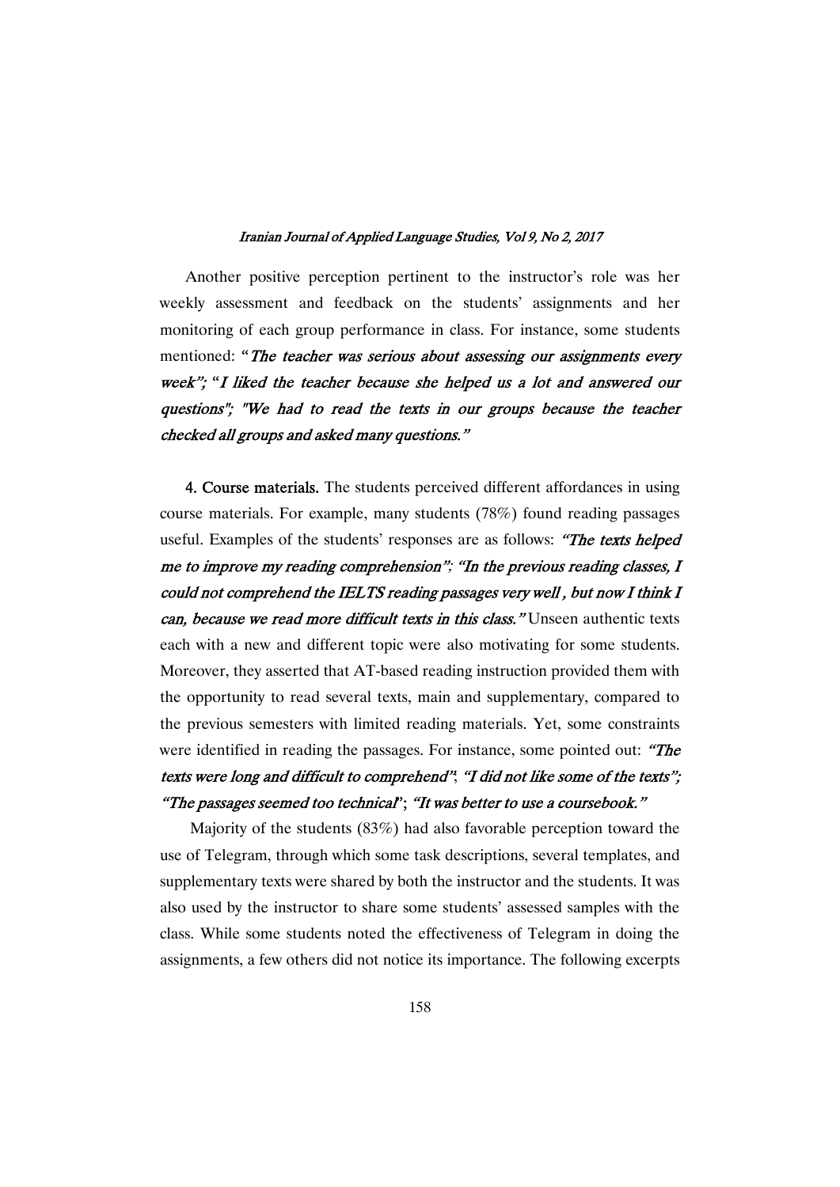Another positive perception pertinent to the instructor's role was her weekly assessment and feedback on the students' assignments and her monitoring of each group performance in class. For instance, some students mentioned: "*The teacher was serious about assessing our assignments every week"; "I liked the teacher because she helped us a lot and answered our questions"; "We had to read the texts in our groups because the teacher checked all groups and asked many questions."*

**4. Course materials.** The students perceived different affordances in using course materials. For example, many students (78%) found reading passages useful. Examples of the students' responses are as follows: *"The texts helped me to improve my reading comprehension"; "In the previous reading classes, I could not comprehend the IELTS reading passages very well , but now I think I can, because we read more difficult texts in this class."* Unseen authentic texts each with a new and different topic were also motivating for some students. Moreover, they asserted that AT-based reading instruction provided them with the opportunity to read several texts, main and supplementary, compared to the previous semesters with limited reading materials. Yet, some constraints were identified in reading the passages. For instance, some pointed out: *"The texts were long and difficult to comprehend"*; *"I did not like some of the texts"; "The passages seemed too technical*"; *"It was better to use a coursebook."*

Majority of the students (83%) had also favorable perception toward the use of Telegram, through which some task descriptions, several templates, and supplementary texts were shared by both the instructor and the students. It was also used by the instructor to share some students' assessed samples with the class. While some students noted the effectiveness of Telegram in doing the assignments, a few others did not notice its importance. The following excerpts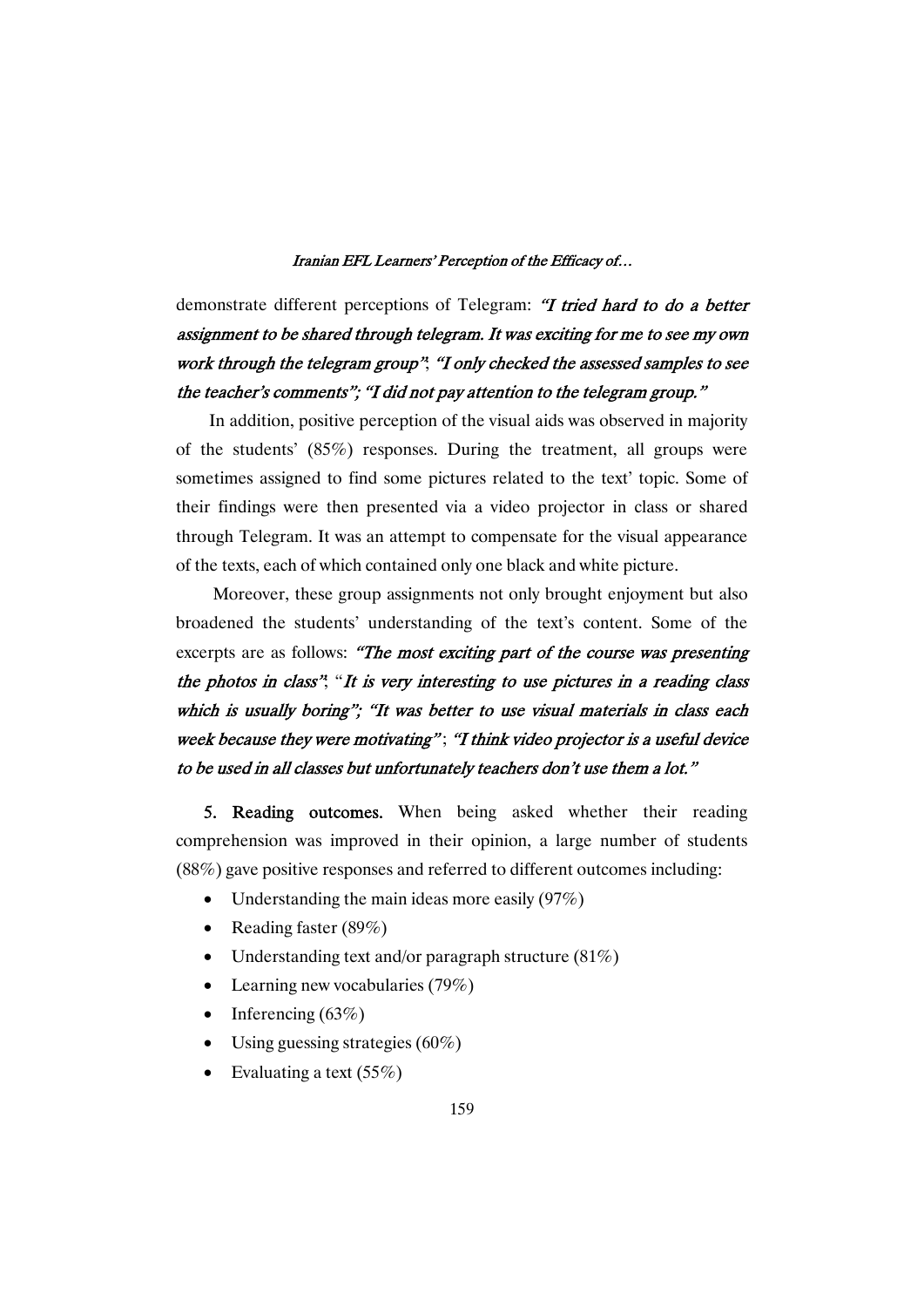demonstrate different perceptions of Telegram: *"I tried hard to do a better assignment to be shared through telegram. It was exciting for me to see my own work through the telegram group"*; *"I only checked the assessed samples to see the teacher's comments"; "I did not pay attention to the telegram group."*

In addition, positive perception of the visual aids was observed in majority of the students' (85%) responses. During the treatment, all groups were sometimes assigned to find some pictures related to the text' topic. Some of their findings were then presented via a video projector in class or shared through Telegram. It was an attempt to compensate for the visual appearance of the texts, each of which contained only one black and white picture.

Moreover, these group assignments not only brought enjoyment but also broadened the students' understanding of the text's content. Some of the excerpts are as follows: *"The most exciting part of the course was presenting the photos in class"*; "*It is very interesting to use pictures in a reading class which is usually boring"; "It was better to use visual materials in class each week because they were motivating"*; *"I think video projector is a useful device to be used in all classes but unfortunately teachers don't use them a lot."*

**5. Reading outcomes.** When being asked whether their reading comprehension was improved in their opinion, a large number of students (88%) gave positive responses and referred to different outcomes including:

- Understanding the main ideas more easily (97%)
- Reading faster (89%)
- Understanding text and/or paragraph structure (81%)
- Learning new vocabularies (79%)
- Inferencing (63%)
- Using guessing strategies (60%)
- Evaluating a text (55%)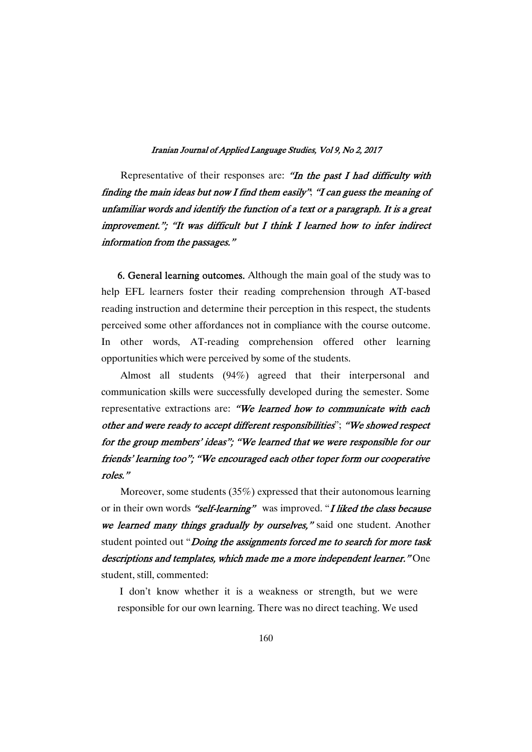Representative of their responses are: *"In the past I had difficulty with finding the main ideas but now I find them easily"*; *"I can guess the meaning of unfamiliar words and identify the function of a text or a paragraph. It is a great improvement."; "It was difficult but I think I learned how to infer indirect information from the passages."*

**6. General learning outcomes.** Although the main goal of the study was to help EFL learners foster their reading comprehension through AT-based reading instruction and determine their perception in this respect, the students perceived some other affordances not in compliance with the course outcome. In other words, AT-reading comprehension offered other learning opportunities which were perceived by some of the students.

Almost all students (94%) agreed that their interpersonal and communication skills were successfully developed during the semester. Some representative extractions are: *"We learned how to communicate with each other and were ready to accept different responsibilities*"; *"We showed respect for the group members' ideas"; "We learned that we were responsible for our friends' learning too"; "We encouraged each other toper form our cooperative roles."*

Moreover, some students (35%) expressed that their autonomous learning or in their own words *"self-learning"* was improved. "*I liked the class because we learned many things gradually by ourselves,"* said one student. Another student pointed out "*Doing the assignments forced me to search for more task descriptions and templates, which made me a more independent learner."* One student, still, commented:

> I don't know whether it is a weakness or strength, but we were responsible for our own learning. There was no direct teaching. We used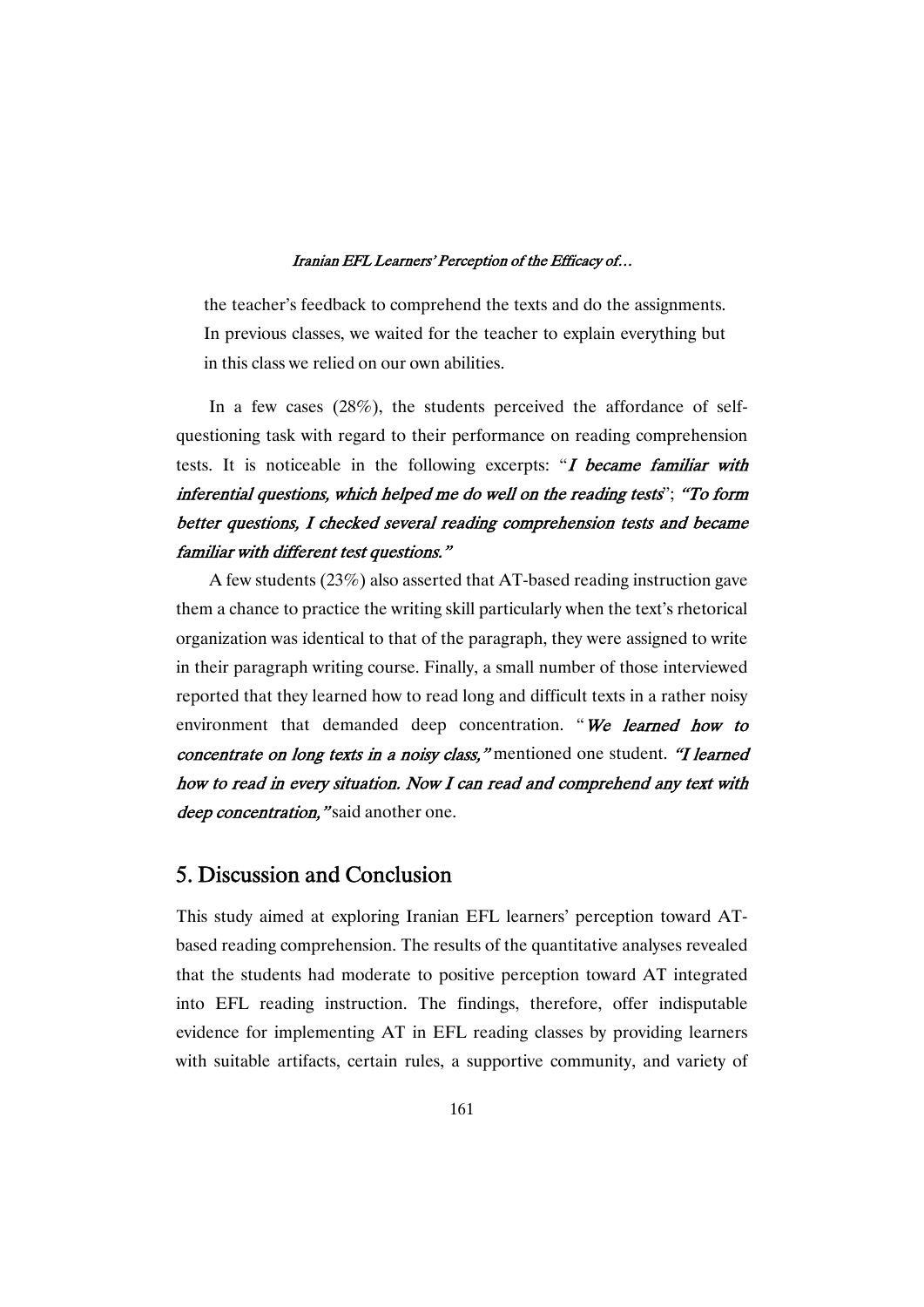the teacher's feedback to comprehend the texts and do the assignments. In previous classes, we waited for the teacher to explain everything but in this class we relied on our own abilities.

In a few cases (28%), the students perceived the affordance of self-questioning task with regard to their performance on reading comprehension tests. It is noticeable in the following excerpts: "*I became familiar with inferential questions, which helped me do well on the reading tests*"; *"To form better questions, I checked several reading comprehension tests and became familiar with different test questions."*

A few students (23%) also asserted that AT-based reading instruction gave them a chance to practice the writing skill particularly when the text's rhetorical organization was identical to that of the paragraph, they were assigned to write in their paragraph writing course. Finally, a small number of those interviewed reported that they learned how to read long and difficult texts in a rather noisy environment that demanded deep concentration. "*We learned how to concentrate on long texts in a noisy class,"* mentioned one student. *"I learned how to read in every situation. Now I can read and comprehend any text with deep concentration,"* said another one.

## 5. Discussion and Conclusion

This study aimed at exploring Iranian EFL learners' perception toward AT-based reading comprehension. The results of the quantitative analyses revealed that the students had moderate to positive perception toward AT integrated into EFL reading instruction. The findings, therefore, offer indisputable evidence for implementing AT in EFL reading classes by providing learners with suitable artifacts, certain rules, a supportive community, and variety of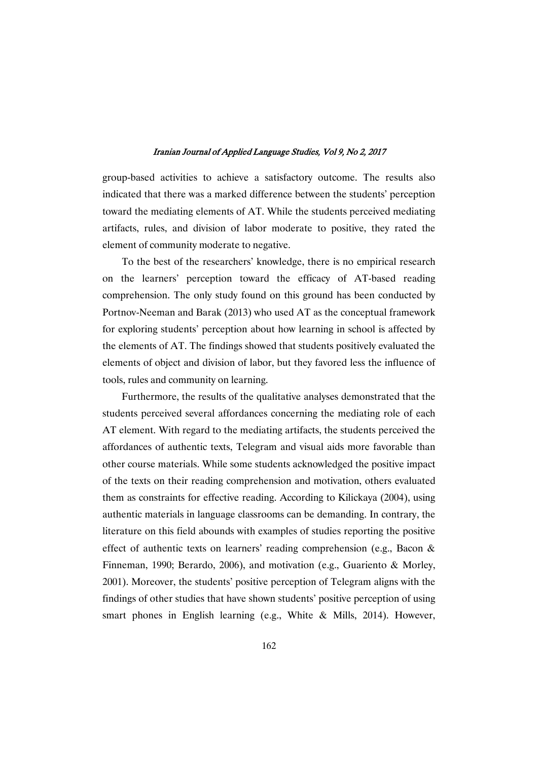group-based activities to achieve a satisfactory outcome. The results also indicated that there was a marked difference between the students' perception toward the mediating elements of AT. While the students perceived mediating artifacts, rules, and division of labor moderate to positive, they rated the element of community moderate to negative.

To the best of the researchers' knowledge, there is no empirical research on the learners' perception toward the efficacy of AT-based reading comprehension. The only study found on this ground has been conducted by Portnov-Neeman and Barak (2013) who used AT as the conceptual framework for exploring students' perception about how learning in school is affected by the elements of AT. The findings showed that students positively evaluated the elements of object and division of labor, but they favored less the influence of tools, rules and community on learning.

Furthermore, the results of the qualitative analyses demonstrated that the students perceived several affordances concerning the mediating role of each AT element. With regard to the mediating artifacts, the students perceived the affordances of authentic texts, Telegram and visual aids more favorable than other course materials. While some students acknowledged the positive impact of the texts on their reading comprehension and motivation, others evaluated them as constraints for effective reading. According to Kilickaya (2004), using authentic materials in language classrooms can be demanding. In contrary, the literature on this field abounds with examples of studies reporting the positive effect of authentic texts on learners' reading comprehension (e.g., Bacon & Finneman, 1990; Berardo, 2006), and motivation (e.g., Guariento & Morley, 2001). Moreover, the students' positive perception of Telegram aligns with the findings of other studies that have shown students' positive perception of using smart phones in English learning (e.g., White & Mills, 2014). However,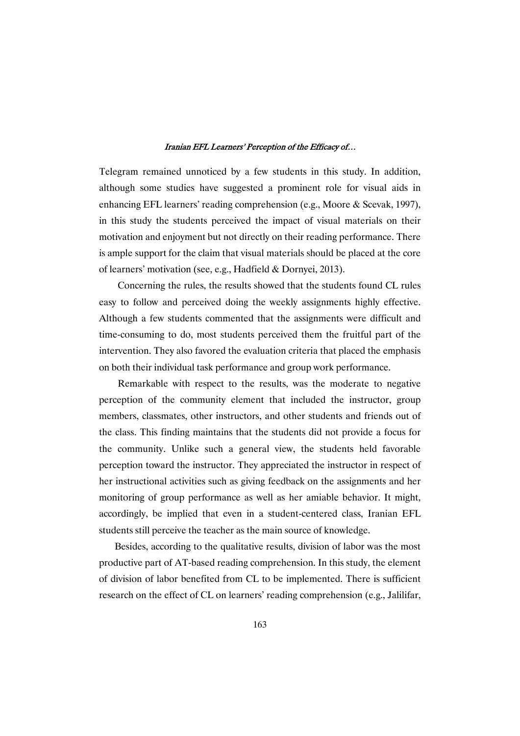Telegram remained unnoticed by a few students in this study. In addition, although some studies have suggested a prominent role for visual aids in enhancing EFL learners' reading comprehension (e.g., Moore & Scevak, 1997), in this study the students perceived the impact of visual materials on their motivation and enjoyment but not directly on their reading performance. There is ample support for the claim that visual materials should be placed at the core of learners' motivation (see, e.g., Hadfield & Dornyei, 2013).

Concerning the rules, the results showed that the students found CL rules easy to follow and perceived doing the weekly assignments highly effective. Although a few students commented that the assignments were difficult and time-consuming to do, most students perceived them the fruitful part of the intervention. They also favored the evaluation criteria that placed the emphasis on both their individual task performance and group work performance.

Remarkable with respect to the results, was the moderate to negative perception of the community element that included the instructor, group members, classmates, other instructors, and other students and friends out of the class. This finding maintains that the students did not provide a focus for the community. Unlike such a general view, the students held favorable perception toward the instructor. They appreciated the instructor in respect of her instructional activities such as giving feedback on the assignments and her monitoring of group performance as well as her amiable behavior. It might, accordingly, be implied that even in a student-centered class, Iranian EFL students still perceive the teacher as the main source of knowledge.

Besides, according to the qualitative results, division of labor was the most productive part of AT-based reading comprehension. In this study, the element of division of labor benefited from CL to be implemented. There is sufficient research on the effect of CL on learners' reading comprehension (e.g., Jalilifar,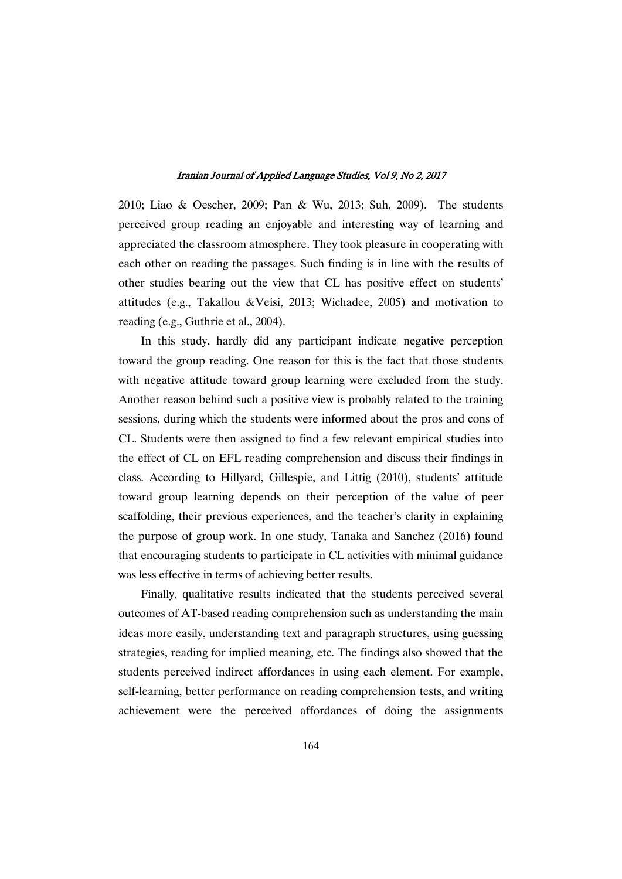2010; Liao & Oescher, 2009; Pan & Wu, 2013; Suh, 2009). The students perceived group reading an enjoyable and interesting way of learning and appreciated the classroom atmosphere. They took pleasure in cooperating with each other on reading the passages. Such finding is in line with the results of other studies bearing out the view that CL has positive effect on students' attitudes (e.g., Takallou &Veisi, 2013; Wichadee, 2005) and motivation to reading (e.g., Guthrie et al., 2004).

In this study, hardly did any participant indicate negative perception toward the group reading. One reason for this is the fact that those students with negative attitude toward group learning were excluded from the study. Another reason behind such a positive view is probably related to the training sessions, during which the students were informed about the pros and cons of CL. Students were then assigned to find a few relevant empirical studies into the effect of CL on EFL reading comprehension and discuss their findings in class. According to Hillyard, Gillespie, and Littig (2010), students' attitude toward group learning depends on their perception of the value of peer scaffolding, their previous experiences, and the teacher's clarity in explaining the purpose of group work. In one study, Tanaka and Sanchez (2016) found that encouraging students to participate in CL activities with minimal guidance was less effective in terms of achieving better results.

Finally, qualitative results indicated that the students perceived several outcomes of AT-based reading comprehension such as understanding the main ideas more easily, understanding text and paragraph structures, using guessing strategies, reading for implied meaning, etc. The findings also showed that the students perceived indirect affordances in using each element. For example, self-learning, better performance on reading comprehension tests, and writing achievement were the perceived affordances of doing the assignments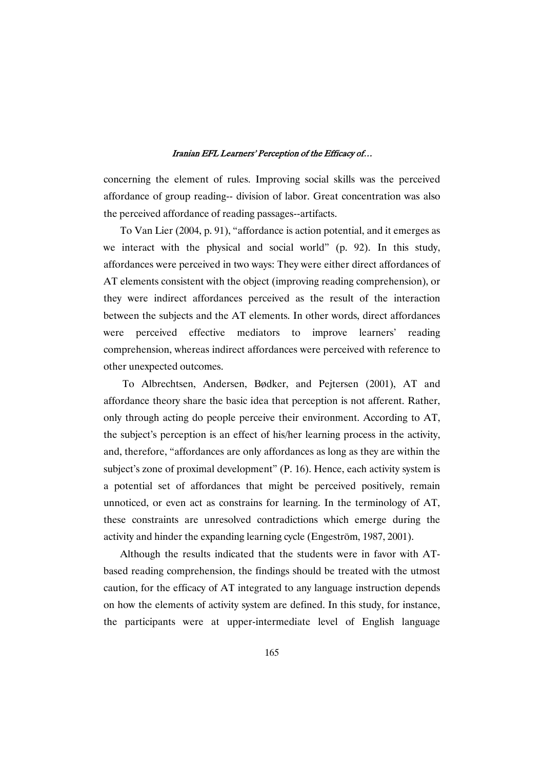concerning the element of rules. Improving social skills was the perceived affordance of group reading-- division of labor. Great concentration was also the perceived affordance of reading passages--artifacts.

To Van Lier (2004, p. 91), "affordance is action potential, and it emerges as we interact with the physical and social world" (p. 92). In this study, affordances were perceived in two ways: They were either direct affordances of AT elements consistent with the object (improving reading comprehension), or they were indirect affordances perceived as the result of the interaction between the subjects and the AT elements. In other words, direct affordances were perceived effective mediators to improve learners' reading comprehension, whereas indirect affordances were perceived with reference to other unexpected outcomes.

To Albrechtsen, Andersen, Bødker, and Pejtersen (2001), AT and affordance theory share the basic idea that perception is not afferent. Rather, only through acting do people perceive their environment. According to AT, the subject's perception is an effect of his/her learning process in the activity, and, therefore, "affordances are only affordances as long as they are within the subject's zone of proximal development" (P. 16). Hence, each activity system is a potential set of affordances that might be perceived positively, remain unnoticed, or even act as constrains for learning. In the terminology of AT, these constraints are unresolved contradictions which emerge during the activity and hinder the expanding learning cycle (Engeström, 1987, 2001).

Although the results indicated that the students were in favor with AT-based reading comprehension, the findings should be treated with the utmost caution, for the efficacy of AT integrated to any language instruction depends on how the elements of activity system are defined. In this study, for instance, the participants were at upper-intermediate level of English language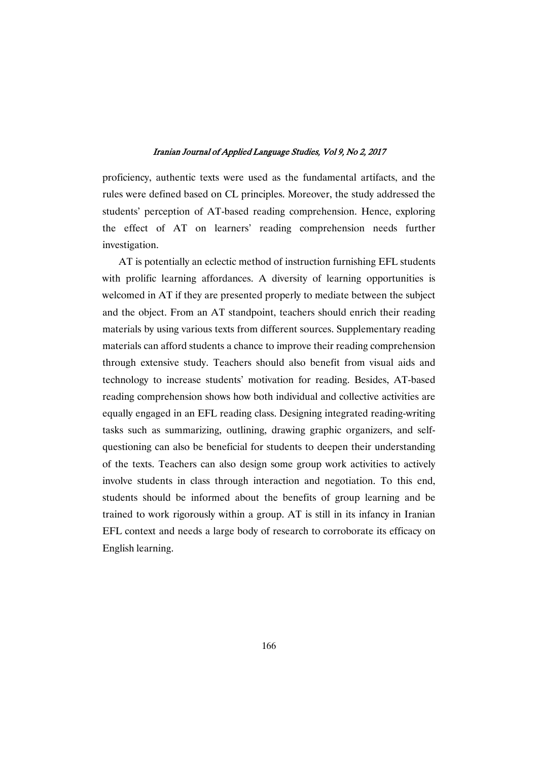proficiency, authentic texts were used as the fundamental artifacts, and the rules were defined based on CL principles. Moreover, the study addressed the students' perception of AT-based reading comprehension. Hence, exploring the effect of AT on learners' reading comprehension needs further investigation.

AT is potentially an eclectic method of instruction furnishing EFL students with prolific learning affordances. A diversity of learning opportunities is welcomed in AT if they are presented properly to mediate between the subject and the object. From an AT standpoint, teachers should enrich their reading materials by using various texts from different sources. Supplementary reading materials can afford students a chance to improve their reading comprehension through extensive study. Teachers should also benefit from visual aids and technology to increase students' motivation for reading. Besides, AT-based reading comprehension shows how both individual and collective activities are equally engaged in an EFL reading class. Designing integrated reading-writing tasks such as summarizing, outlining, drawing graphic organizers, and self-questioning can also be beneficial for students to deepen their understanding of the texts. Teachers can also design some group work activities to actively involve students in class through interaction and negotiation. To this end, students should be informed about the benefits of group learning and be trained to work rigorously within a group. AT is still in its infancy in Iranian EFL context and needs a large body of research to corroborate its efficacy on English learning.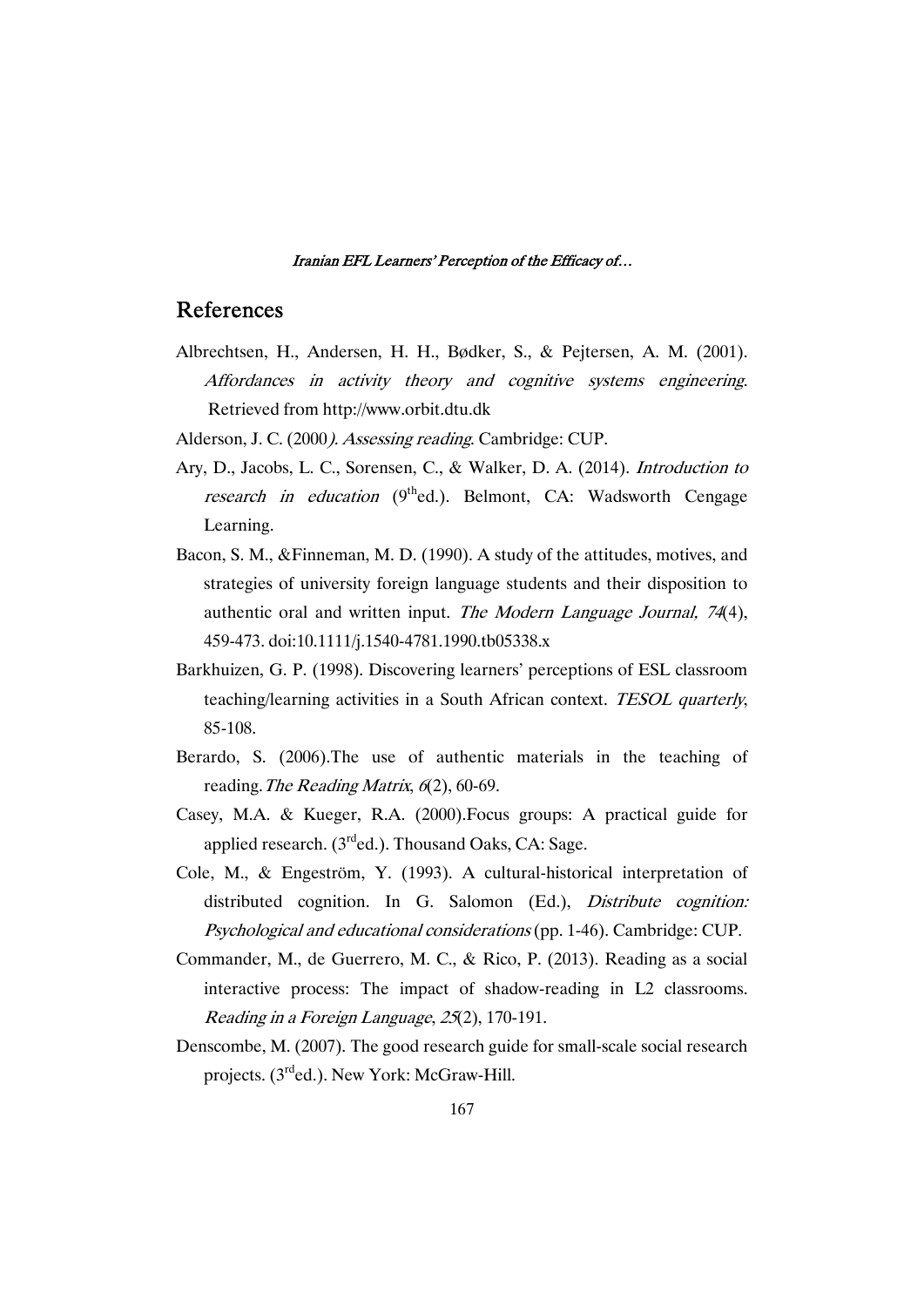## References

Albrechtsen, H., Andersen, H. H., Bødker, S., & Pejtersen, A. M. (2001). *Affordances in activity theory and cognitive systems engineering.* Retrieved from http://www.orbit.dtu.dk

Alderson, J. C. (2000*). Assessing reading*. Cambridge: CUP.

Ary, D., Jacobs, L. C., Sorensen, C., & Walker, D. A. (2014). *Introduction to research in education* (9[th]ed.). Belmont, CA: Wadsworth Cengage Learning.

Bacon, S. M., &Finneman, M. D. (1990). A study of the attitudes, motives, and strategies of university foreign language students and their disposition to authentic oral and written input. *The Modern Language Journal, 74*(4), 459-473. doi:10.1111/j.1540-4781.1990.tb05338.x

Barkhuizen, G. P. (1998). Discovering learners' perceptions of ESL classroom teaching/learning activities in a South African context. *TESOL quarterly*, 85-108.

Berardo, S. (2006).The use of authentic materials in the teaching of reading.*The Reading Matrix*, *6*(2), 60-69.

Casey, M.A. & Kueger, R.A. (2000).Focus groups: A practical guide for applied research. (3[rd]ed.). Thousand Oaks, CA: Sage.

Cole, M., & Engeström, Y. (1993). A cultural-historical interpretation of distributed cognition. In G. Salomon (Ed.), *Distribute cognition: Psychological and educational considerations* (pp. 1-46). Cambridge: CUP.

Commander, M., de Guerrero, M. C., & Rico, P. (2013). Reading as a social interactive process: The impact of shadow-reading in L2 classrooms. *Reading in a Foreign Language*, *25*(2), 170-191.

Denscombe, M. (2007). The good research guide for small-scale social research projects. (3[rd]ed.). New York: McGraw-Hill.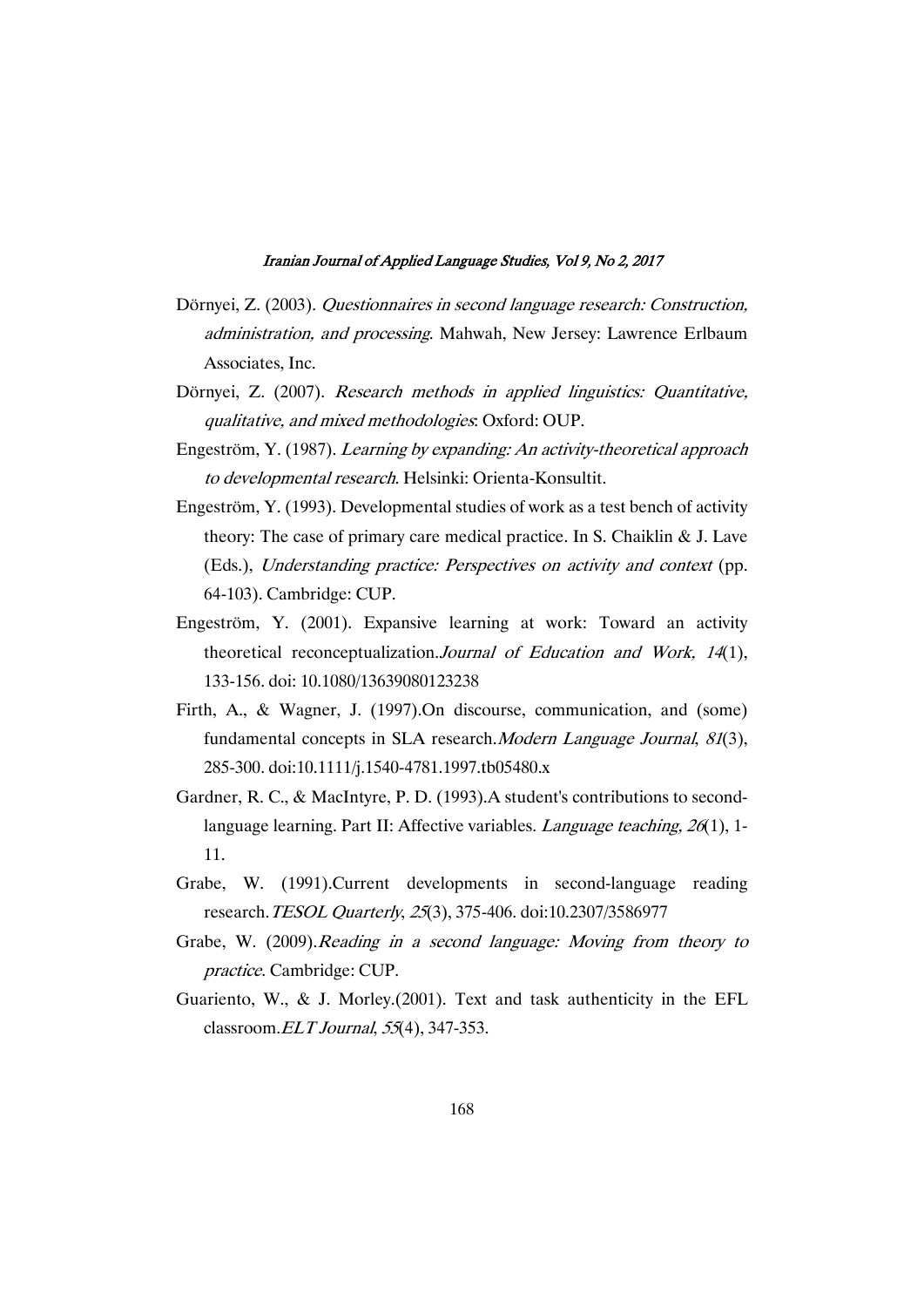Dörnyei, Z. (2003). *Questionnaires in second language research: Construction, administration, and processing*. Mahwah, New Jersey: Lawrence Erlbaum Associates, Inc.

Dörnyei, Z. (2007). *Research methods in applied linguistics: Quantitative, qualitative, and mixed methodologies*: Oxford: OUP.

Engeström, Y. (1987). *Learning by expanding: An activity-theoretical approach to developmental research*. Helsinki: Orienta-Konsultit.

Engeström, Y. (1993). Developmental studies of work as a test bench of activity theory: The case of primary care medical practice. In S. Chaiklin & J. Lave (Eds.), *Understanding practice: Perspectives on activity and context* (pp. 64-103). Cambridge: CUP.

Engeström, Y. (2001). Expansive learning at work: Toward an activity theoretical reconceptualization.*Journal of Education and Work, 14*(1), 133-156. doi: 10.1080/13639080123238

Firth, A., & Wagner, J. (1997).On discourse, communication, and (some) fundamental concepts in SLA research.*Modern Language Journal*, *81*(3), 285-300. doi:10.1111/j.1540-4781.1997.tb05480.x

Gardner, R. C., & MacIntyre, P. D. (1993).A student's contributions to second-language learning. Part II: Affective variables. *Language teaching, 26*(1), 1-11.

Grabe, W. (1991).Current developments in second-language reading research.*TESOL Quarterly*, *25*(3), 375-406. doi:10.2307/3586977

Grabe, W. (2009).*Reading in a second language: Moving from theory to practice*. Cambridge: CUP.

Guariento, W., & J. Morley.(2001). Text and task authenticity in the EFL classroom.*ELT Journal*, *55*(4), 347-353.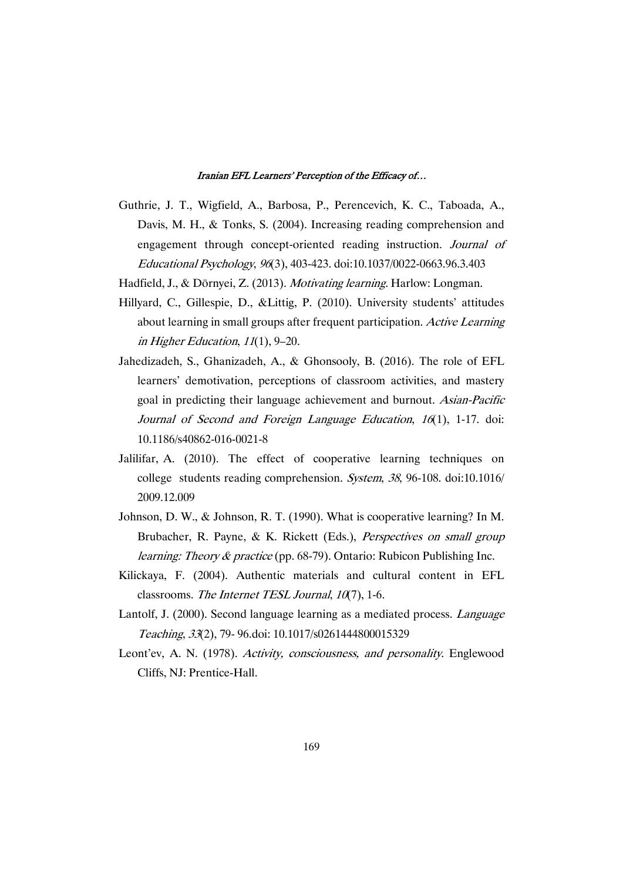Guthrie, J. T., Wigfield, A., Barbosa, P., Perencevich, K. C., Taboada, A., Davis, M. H., & Tonks, S. (2004). Increasing reading comprehension and engagement through concept-oriented reading instruction. *Journal of Educational Psychology*, *96*(3), 403-423. doi:10.1037/0022-0663.96.3.403

Hadfield, J., & Dörnyei, Z. (2013). *Motivating learning*. Harlow: Longman.

Hillyard, C., Gillespie, D., &Littig, P. (2010). University students' attitudes about learning in small groups after frequent participation. *Active Learning in Higher Education*, *11*(1), 9–20.

Jahedizadeh, S., Ghanizadeh, A., & Ghonsooly, B. (2016). The role of EFL learners' demotivation, perceptions of classroom activities, and mastery goal in predicting their language achievement and burnout. *Asian-Pacific Journal of Second and Foreign Language Education*, *16*(1), 1-17. doi: 10.1186/s40862-016-0021-8

Jalilifar, A. (2010). The effect of cooperative learning techniques on college students reading comprehension. *System*, *38*, 96-108. doi:10.1016/ 2009.12.009

Johnson, D. W., & Johnson, R. T. (1990). What is cooperative learning? In M. Brubacher, R. Payne, & K. Rickett (Eds.), *Perspectives on small group learning: Theory & practice* (pp. 68-79). Ontario: Rubicon Publishing Inc.

Kilickaya, F. (2004). Authentic materials and cultural content in EFL classrooms. *The Internet TESL Journal*, *10*(7), 1-6.

Lantolf, J. (2000). Second language learning as a mediated process. *Language Teaching*, *33*(2), 79- 96.doi: 10.1017/s0261444800015329

Leont'ev, A. N. (1978). *Activity, consciousness, and personality*. Englewood Cliffs, NJ: Prentice-Hall.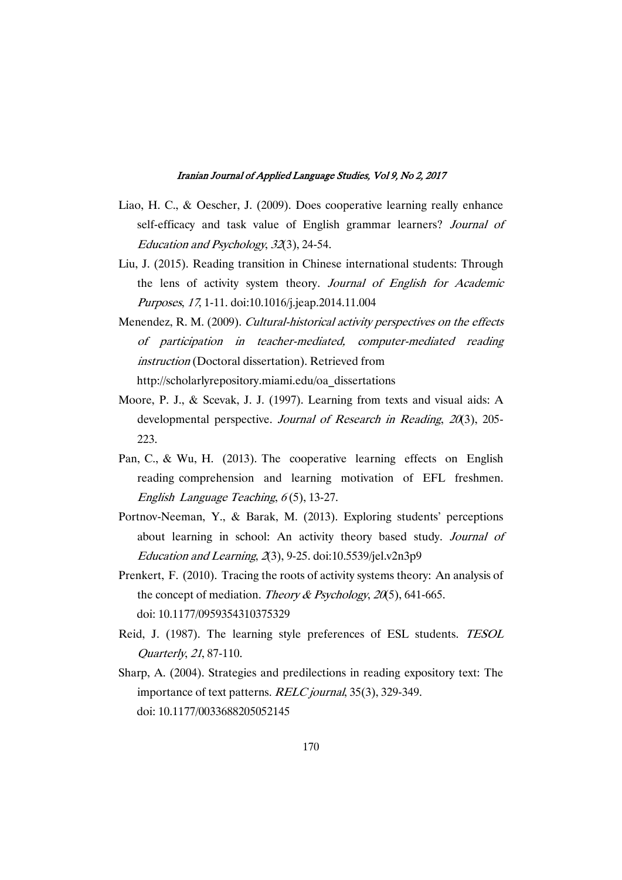Liao, H. C., & Oescher, J. (2009). Does cooperative learning really enhance self-efficacy and task value of English grammar learners? *Journal of Education and Psychology*, *32*(3), 24-54.

Liu, J. (2015). Reading transition in Chinese international students: Through the lens of activity system theory. *Journal of English for Academic Purposes*, *17*, 1-11. doi:10.1016/j.jeap.2014.11.004

Menendez, R. M. (2009). *Cultural-historical activity perspectives on the effects of participation in teacher-mediated, computer-mediated reading instruction* (Doctoral dissertation). Retrieved from http://scholarlyrepository.miami.edu/oa_dissertations

Moore, P. J., & Scevak, J. J. (1997). Learning from texts and visual aids: A developmental perspective. *Journal of Research in Reading*, *20*(3), 205-223.

Pan, C., & Wu, H. (2013). The cooperative learning effects on English reading comprehension and learning motivation of EFL freshmen. *English Language Teaching*, *6* (5), 13-27.

Portnov-Neeman, Y., & Barak, M. (2013). Exploring students' perceptions about learning in school: An activity theory based study. *Journal of Education and Learning*, *2*(3), 9-25. doi:10.5539/jel.v2n3p9

Prenkert, F. (2010). Tracing the roots of activity systems theory: An analysis of the concept of mediation. *Theory & Psychology*, *20*(5), 641-665. doi: 10.1177/0959354310375329

Reid, J. (1987). The learning style preferences of ESL students. *TESOL Quarterly*, *21*, 87-110.

Sharp, A. (2004). Strategies and predilections in reading expository text: The importance of text patterns. *RELC journal*, 35(3), 329-349. doi: 10.1177/0033688205052145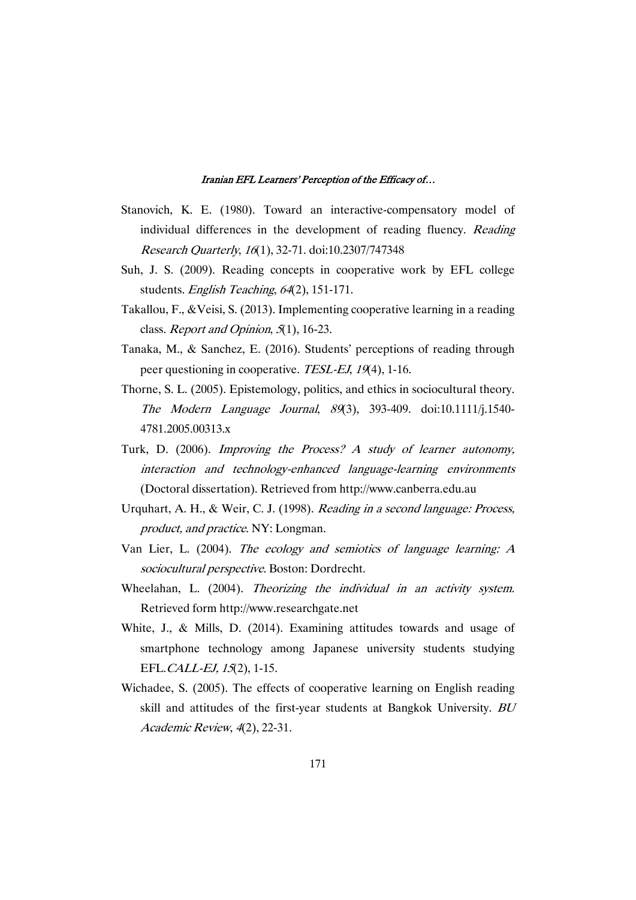Stanovich, K. E. (1980). Toward an interactive-compensatory model of individual differences in the development of reading fluency. *Reading Research Quarterly*, *16*(1), 32-71. doi:10.2307/747348

Suh, J. S. (2009). Reading concepts in cooperative work by EFL college students. *English Teaching*, *64*(2), 151-171.

Takallou, F., &Veisi, S. (2013). Implementing cooperative learning in a reading class. *Report and Opinion*, *5*(1), 16-23.

Tanaka, M., & Sanchez, E. (2016). Students' perceptions of reading through peer questioning in cooperative. *TESL-EJ*, *19*(4), 1-16.

Thorne, S. L. (2005). Epistemology, politics, and ethics in sociocultural theory. *The Modern Language Journal*, *89*(3), 393-409. doi:10.1111/j.1540-4781.2005.00313.x

Turk, D. (2006). *Improving the Process? A study of learner autonomy, interaction and technology-enhanced language-learning environments* (Doctoral dissertation). Retrieved from http://www.canberra.edu.au

Urquhart, A. H., & Weir, C. J. (1998). *Reading in a second language: Process, product, and practice*. NY: Longman.

Van Lier, L. (2004). *The ecology and semiotics of language learning: A sociocultural perspective*. Boston: Dordrecht.

Wheelahan, L. (2004). *Theorizing the individual in an activity system*. Retrieved form http://www.researchgate.net

White, J., & Mills, D. (2014). Examining attitudes towards and usage of smartphone technology among Japanese university students studying EFL.*CALL-EJ, 15*(2), 1-15.

Wichadee, S. (2005). The effects of cooperative learning on English reading skill and attitudes of the first-year students at Bangkok University. *BU Academic Review*, *4*(2), 22-31.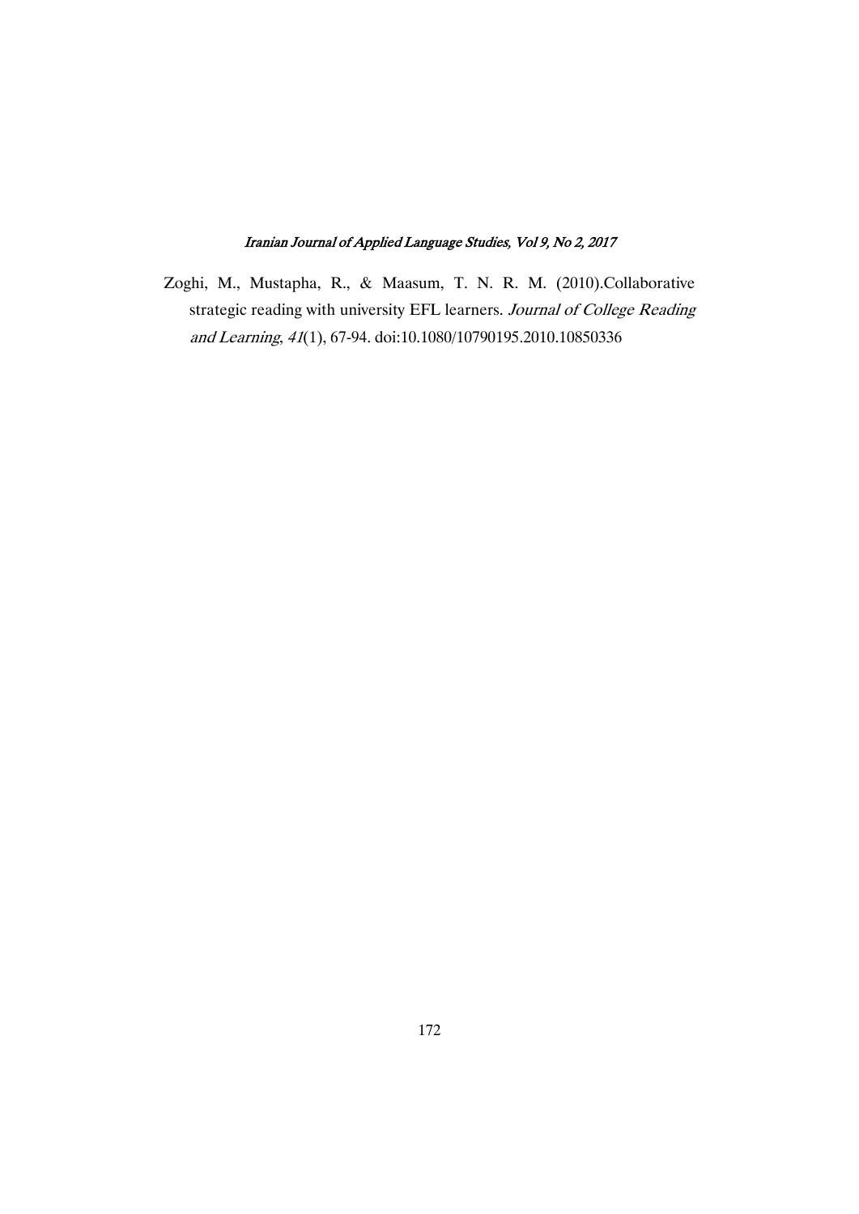Zoghi, M., Mustapha, R., & Maasum, T. N. R. M. (2010).Collaborative strategic reading with university EFL learners. *Journal of College Reading and Learning*, *41*(1), 67-94. doi:10.1080/10790195.2010.10850336